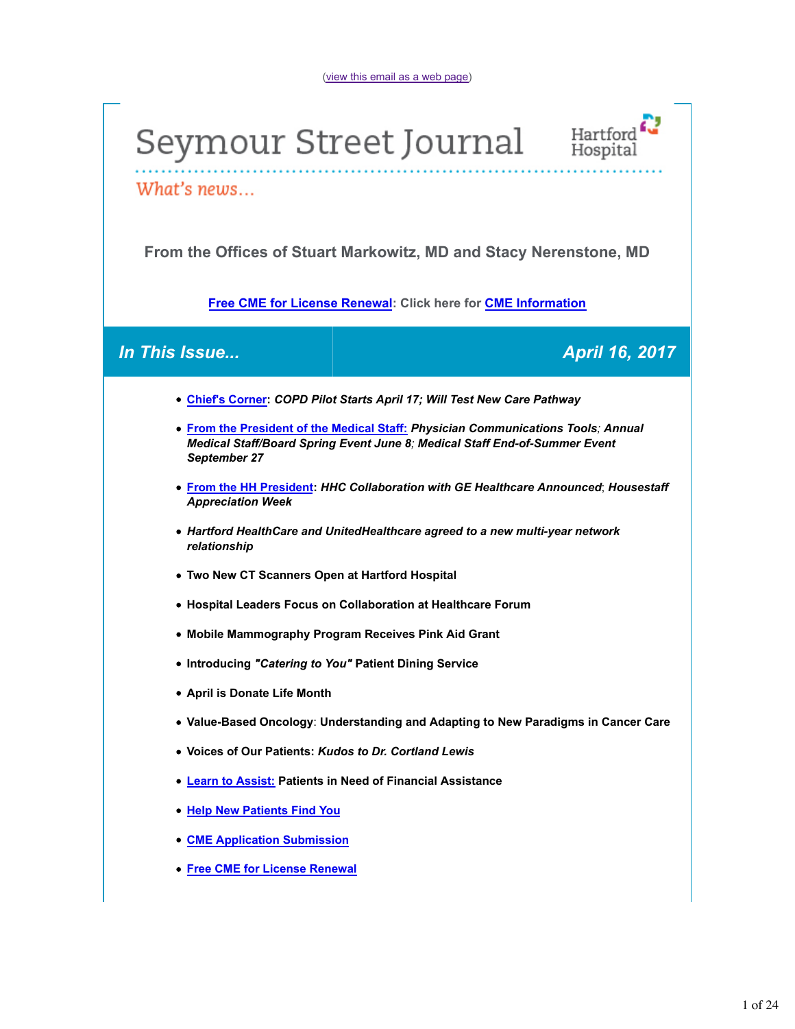(view this email as a web page)

# Seymour Street Journal

Hartford Hospital

What's news...

**From the Offices of Stuart Markowitz, MD and Stacy Nerenstone, MD**

**Free CME for License Renewal: Click here for CME Information**

## *In This Issue...* | *April 16, 2017*

- **Chief's Corner**: ***COPD Pilot Starts April 17; Will Test New Care Pathway***
- **From the President of the Medical Staff:** ***Physician Communications Tools; Annual Medical Staff/Board Spring Event June 8; Medical Staff End-of-Summer Event September 27***
- **From the HH President**: ***HHC Collaboration with GE Healthcare Announced; Housestaff Appreciation Week***
- ***Hartford HealthCare and UnitedHealthcare agreed to a new multi-year network relationship***
- **Two New CT Scanners Open at Hartford Hospital**
- **Hospital Leaders Focus on Collaboration at Healthcare Forum**
- **Mobile Mammography Program Receives Pink Aid Grant**
- **Introducing *"Catering to You"* Patient Dining Service**
- **April is Donate Life Month**
- **Value-Based Oncology: Understanding and Adapting to New Paradigms in Cancer Care**
- **Voices of Our Patients: *Kudos to Dr. Cortland Lewis***
- **Learn to Assist: Patients in Need of Financial Assistance**
- **Help New Patients Find You**
- **CME Application Submission**
- **Free CME for License Renewal**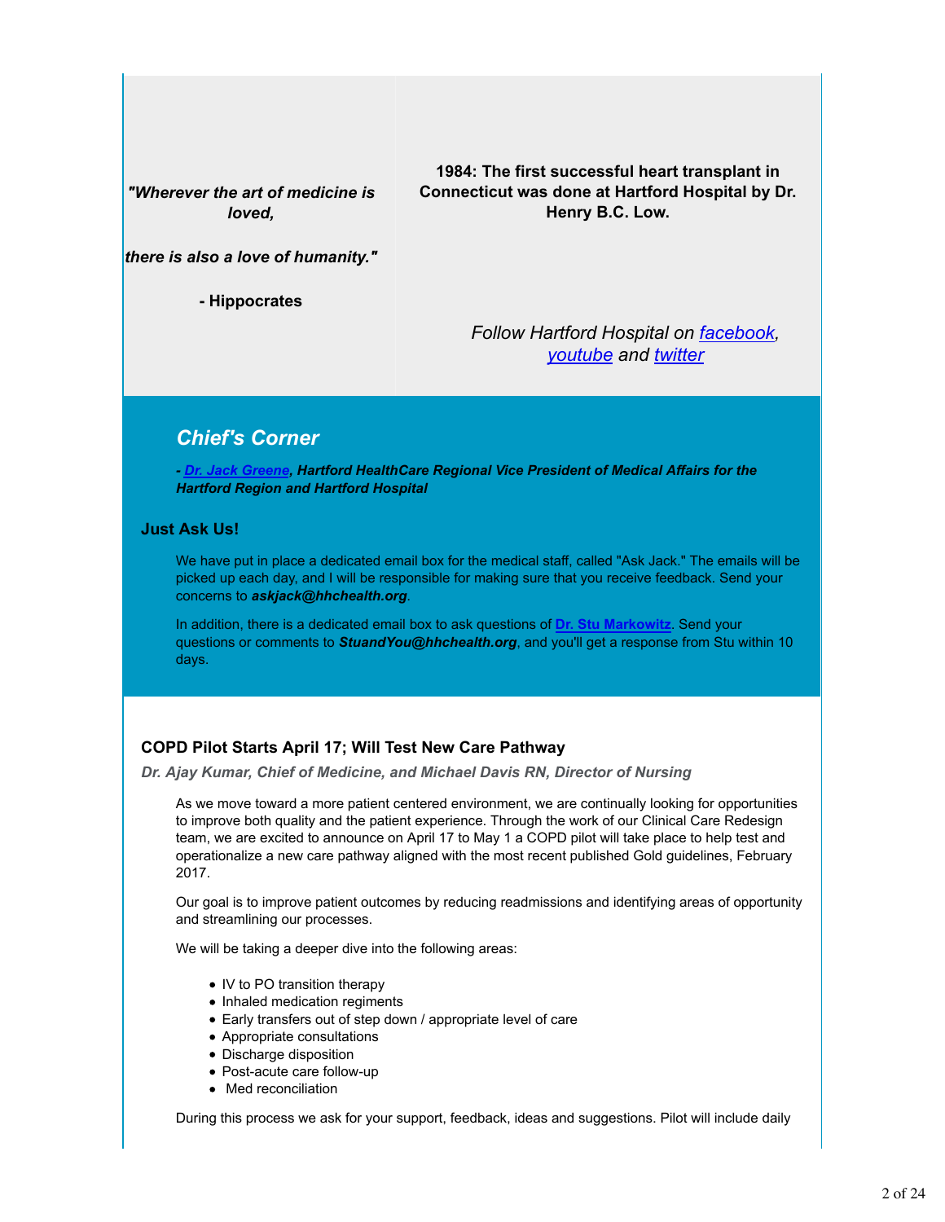*"Wherever the art of medicine is loved,*

*there is also a love of humanity."*

**- Hippocrates**

**1984: The first successful heart transplant in Connecticut was done at Hartford Hospital by Dr. Henry B.C. Low.**

*Follow Hartford Hospital on facebook, youtube and twitter*

## *Chief's Corner*

***- Dr. Jack Greene, Hartford HealthCare Regional Vice President of Medical Affairs for the Hartford Region and Hartford Hospital***

### Just Ask Us!

We have put in place a dedicated email box for the medical staff, called "Ask Jack." The emails will be picked up each day, and I will be responsible for making sure that you receive feedback. Send your concerns to ***askjack@hhchealth.org***.

In addition, there is a dedicated email box to ask questions of **Dr. Stu Markowitz**. Send your questions or comments to ***StuandYou@hhchealth.org***, and you'll get a response from Stu within 10 days.

### COPD Pilot Starts April 17; Will Test New Care Pathway

***Dr. Ajay Kumar, Chief of Medicine, and Michael Davis RN, Director of Nursing***

As we move toward a more patient centered environment, we are continually looking for opportunities to improve both quality and the patient experience. Through the work of our Clinical Care Redesign team, we are excited to announce on April 17 to May 1 a COPD pilot will take place to help test and operationalize a new care pathway aligned with the most recent published Gold guidelines, February 2017.

Our goal is to improve patient outcomes by reducing readmissions and identifying areas of opportunity and streamlining our processes.

We will be taking a deeper dive into the following areas:

- IV to PO transition therapy
- Inhaled medication regiments
- Early transfers out of step down / appropriate level of care
- Appropriate consultations
- Discharge disposition
- Post-acute care follow-up
- Med reconciliation

During this process we ask for your support, feedback, ideas and suggestions. Pilot will include daily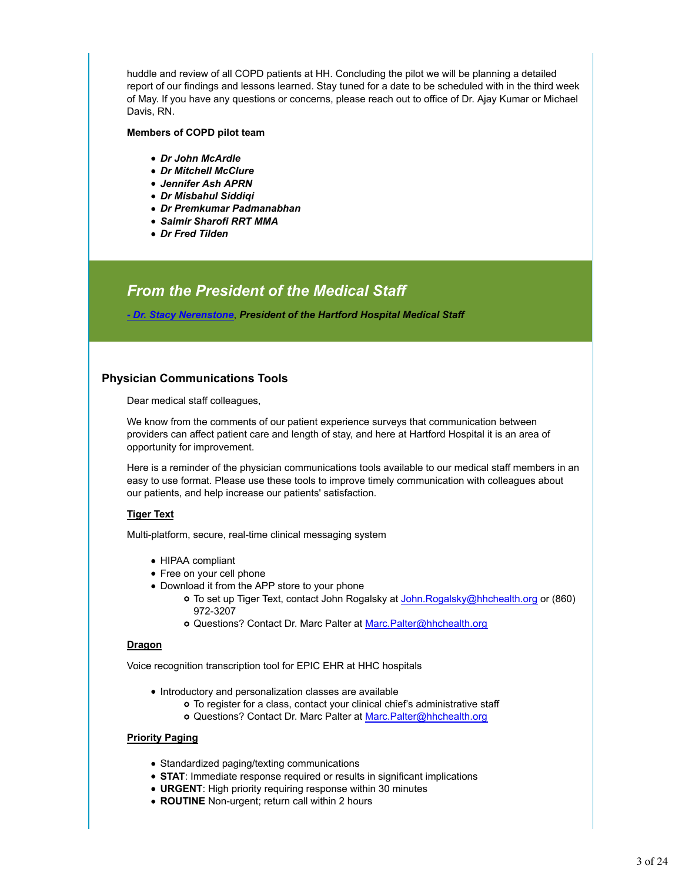huddle and review of all COPD patients at HH. Concluding the pilot we will be planning a detailed report of our findings and lessons learned. Stay tuned for a date to be scheduled with in the third week of May. If you have any questions or concerns, please reach out to office of Dr. Ajay Kumar or Michael Davis, RN.

**Members of COPD pilot team**

- ***Dr John McArdle***
- ***Dr Mitchell McClure***
- ***Jennifer Ash APRN***
- ***Dr Misbahul Siddiqi***
- ***Dr Premkumar Padmanabhan***
- ***Saimir Sharofi RRT MMA***
- ***Dr Fred Tilden***

## *From the President of the Medical Staff*

***- Dr. Stacy Nerenstone, President of the Hartford Hospital Medical Staff***

### Physician Communications Tools

Dear medical staff colleagues,

We know from the comments of our patient experience surveys that communication between providers can affect patient care and length of stay, and here at Hartford Hospital it is an area of opportunity for improvement.

Here is a reminder of the physician communications tools available to our medical staff members in an easy to use format. Please use these tools to improve timely communication with colleagues about our patients, and help increase our patients' satisfaction.

**Tiger Text**

Multi-platform, secure, real-time clinical messaging system

- HIPAA compliant
- Free on your cell phone
- Download it from the APP store to your phone
  - To set up Tiger Text, contact John Rogalsky at John.Rogalsky@hhchealth.org or (860) 972-3207
  - Questions? Contact Dr. Marc Palter at Marc.Palter@hhchealth.org

**Dragon**

Voice recognition transcription tool for EPIC EHR at HHC hospitals

- Introductory and personalization classes are available
  - To register for a class, contact your clinical chief's administrative staff
  - Questions? Contact Dr. Marc Palter at Marc.Palter@hhchealth.org

**Priority Paging**

- Standardized paging/texting communications
- **STAT**: Immediate response required or results in significant implications
- **URGENT**: High priority requiring response within 30 minutes
- **ROUTINE** Non-urgent; return call within 2 hours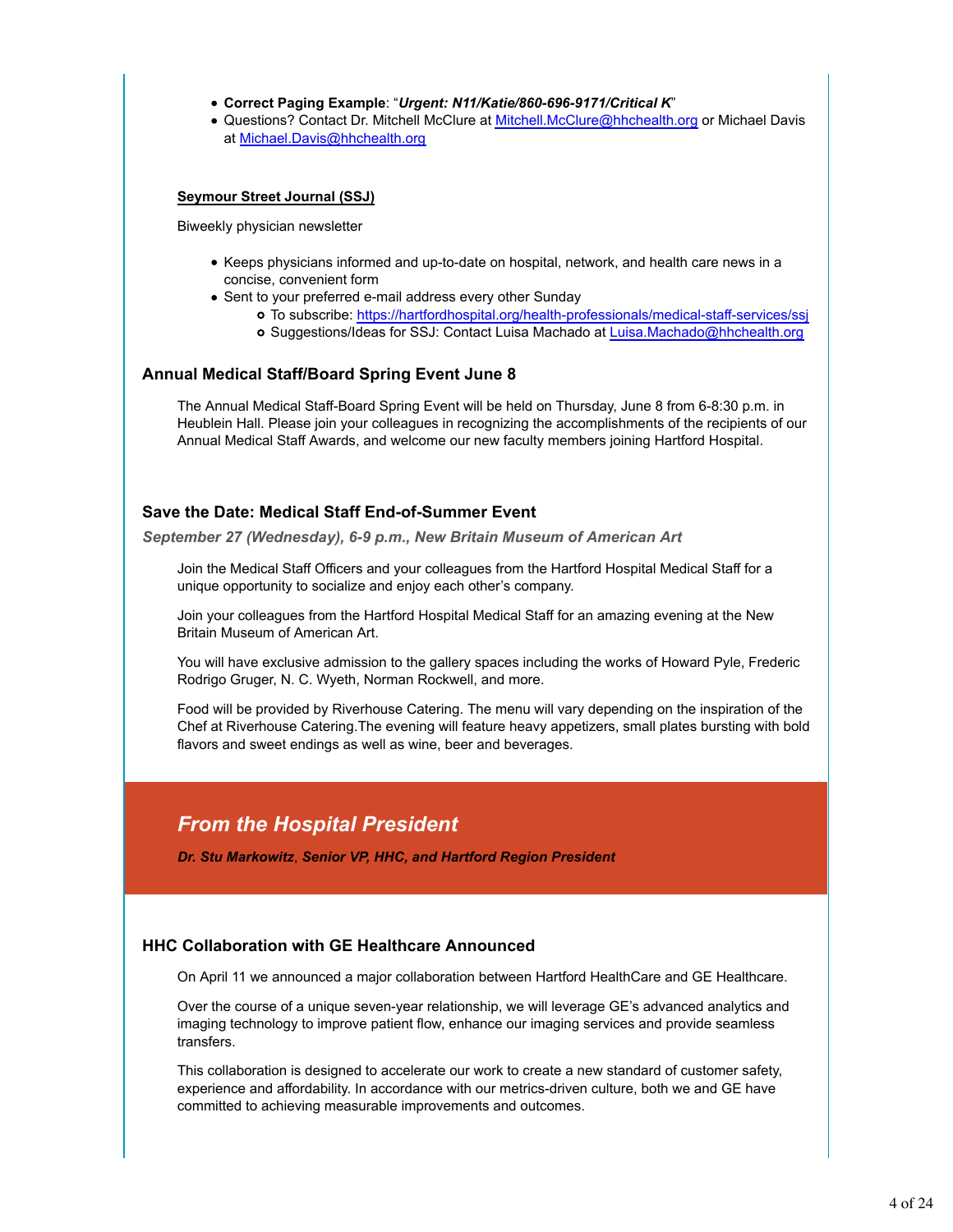- **Correct Paging Example**: "***Urgent: N11/Katie/860-696-9171/Critical K***"
- Questions? Contact Dr. Mitchell McClure at Mitchell.McClure@hhchealth.org or Michael Davis at Michael.Davis@hhchealth.org

**Seymour Street Journal (SSJ)**

Biweekly physician newsletter

- Keeps physicians informed and up-to-date on hospital, network, and health care news in a concise, convenient form
- Sent to your preferred e-mail address every other Sunday
  - To subscribe: https://hartfordhospital.org/health-professionals/medical-staff-services/ssj
  - Suggestions/Ideas for SSJ: Contact Luisa Machado at Luisa.Machado@hhchealth.org

### Annual Medical Staff/Board Spring Event June 8

The Annual Medical Staff-Board Spring Event will be held on Thursday, June 8 from 6-8:30 p.m. in Heublein Hall. Please join your colleagues in recognizing the accomplishments of the recipients of our Annual Medical Staff Awards, and welcome our new faculty members joining Hartford Hospital.

### Save the Date: Medical Staff End-of-Summer Event

***September 27 (Wednesday), 6-9 p.m., New Britain Museum of American Art***

Join the Medical Staff Officers and your colleagues from the Hartford Hospital Medical Staff for a unique opportunity to socialize and enjoy each other's company.

Join your colleagues from the Hartford Hospital Medical Staff for an amazing evening at the New Britain Museum of American Art.

You will have exclusive admission to the gallery spaces including the works of Howard Pyle, Frederic Rodrigo Gruger, N. C. Wyeth, Norman Rockwell, and more.

Food will be provided by Riverhouse Catering. The menu will vary depending on the inspiration of the Chef at Riverhouse Catering.The evening will feature heavy appetizers, small plates bursting with bold flavors and sweet endings as well as wine, beer and beverages.

## *From the Hospital President*

***Dr. Stu Markowitz**, Senior VP, HHC, and Hartford Region President*

### HHC Collaboration with GE Healthcare Announced

On April 11 we announced a major collaboration between Hartford HealthCare and GE Healthcare.

Over the course of a unique seven-year relationship, we will leverage GE's advanced analytics and imaging technology to improve patient flow, enhance our imaging services and provide seamless transfers.

This collaboration is designed to accelerate our work to create a new standard of customer safety, experience and affordability. In accordance with our metrics-driven culture, both we and GE have committed to achieving measurable improvements and outcomes.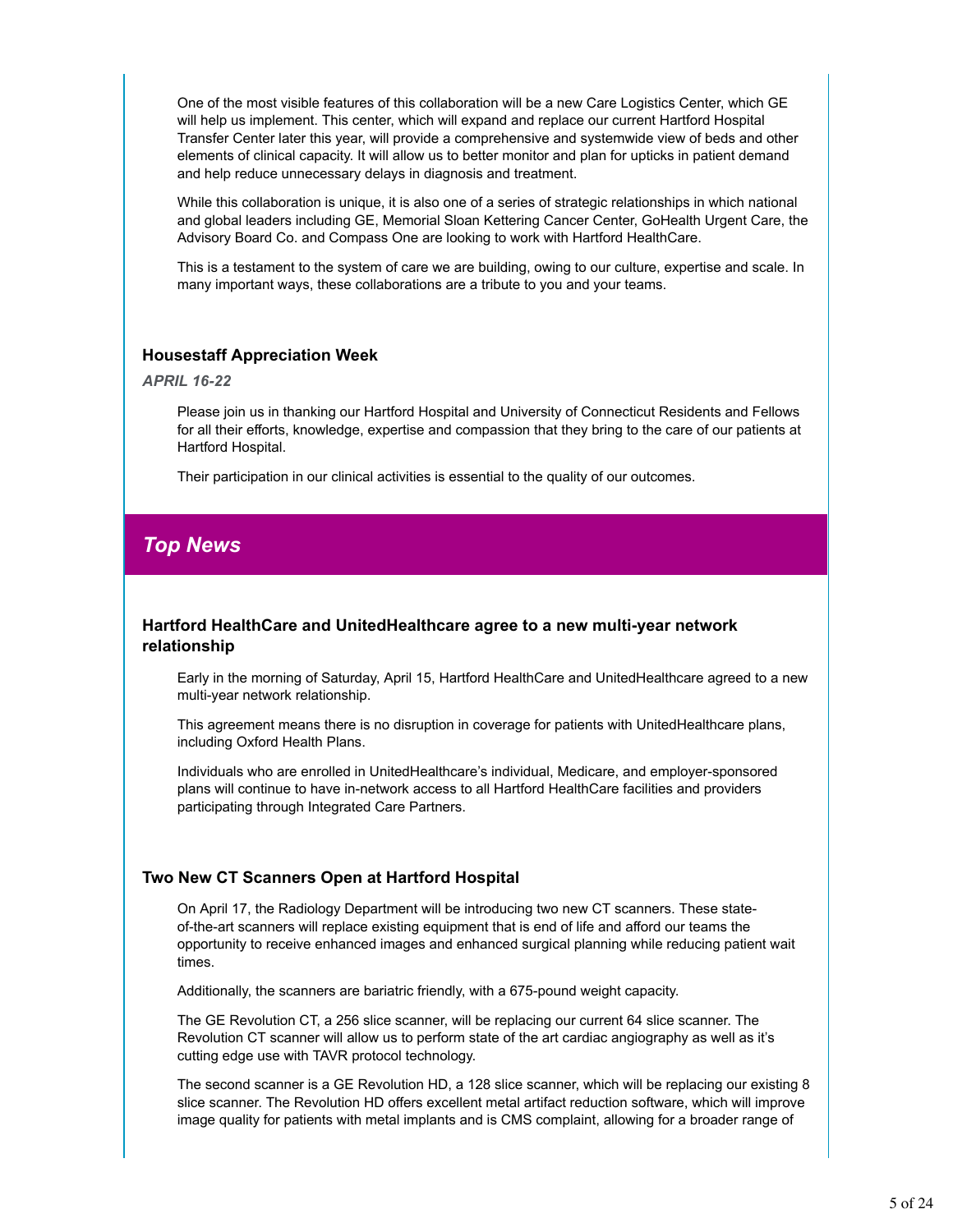One of the most visible features of this collaboration will be a new Care Logistics Center, which GE will help us implement. This center, which will expand and replace our current Hartford Hospital Transfer Center later this year, will provide a comprehensive and systemwide view of beds and other elements of clinical capacity. It will allow us to better monitor and plan for upticks in patient demand and help reduce unnecessary delays in diagnosis and treatment.

While this collaboration is unique, it is also one of a series of strategic relationships in which national and global leaders including GE, Memorial Sloan Kettering Cancer Center, GoHealth Urgent Care, the Advisory Board Co. and Compass One are looking to work with Hartford HealthCare.

This is a testament to the system of care we are building, owing to our culture, expertise and scale. In many important ways, these collaborations are a tribute to you and your teams.

### Housestaff Appreciation Week

***APRIL 16-22***

Please join us in thanking our Hartford Hospital and University of Connecticut Residents and Fellows for all their efforts, knowledge, expertise and compassion that they bring to the care of our patients at Hartford Hospital.

Their participation in our clinical activities is essential to the quality of our outcomes.

## *Top News*

### Hartford HealthCare and UnitedHealthcare agree to a new multi-year network relationship

Early in the morning of Saturday, April 15, Hartford HealthCare and UnitedHealthcare agreed to a new multi-year network relationship.

This agreement means there is no disruption in coverage for patients with UnitedHealthcare plans, including Oxford Health Plans.

Individuals who are enrolled in UnitedHealthcare's individual, Medicare, and employer-sponsored plans will continue to have in-network access to all Hartford HealthCare facilities and providers participating through Integrated Care Partners.

### Two New CT Scanners Open at Hartford Hospital

On April 17, the Radiology Department will be introducing two new CT scanners. These state-of-the-art scanners will replace existing equipment that is end of life and afford our teams the opportunity to receive enhanced images and enhanced surgical planning while reducing patient wait times.

Additionally, the scanners are bariatric friendly, with a 675-pound weight capacity.

The GE Revolution CT, a 256 slice scanner, will be replacing our current 64 slice scanner. The Revolution CT scanner will allow us to perform state of the art cardiac angiography as well as it's cutting edge use with TAVR protocol technology.

The second scanner is a GE Revolution HD, a 128 slice scanner, which will be replacing our existing 8 slice scanner. The Revolution HD offers excellent metal artifact reduction software, which will improve image quality for patients with metal implants and is CMS complaint, allowing for a broader range of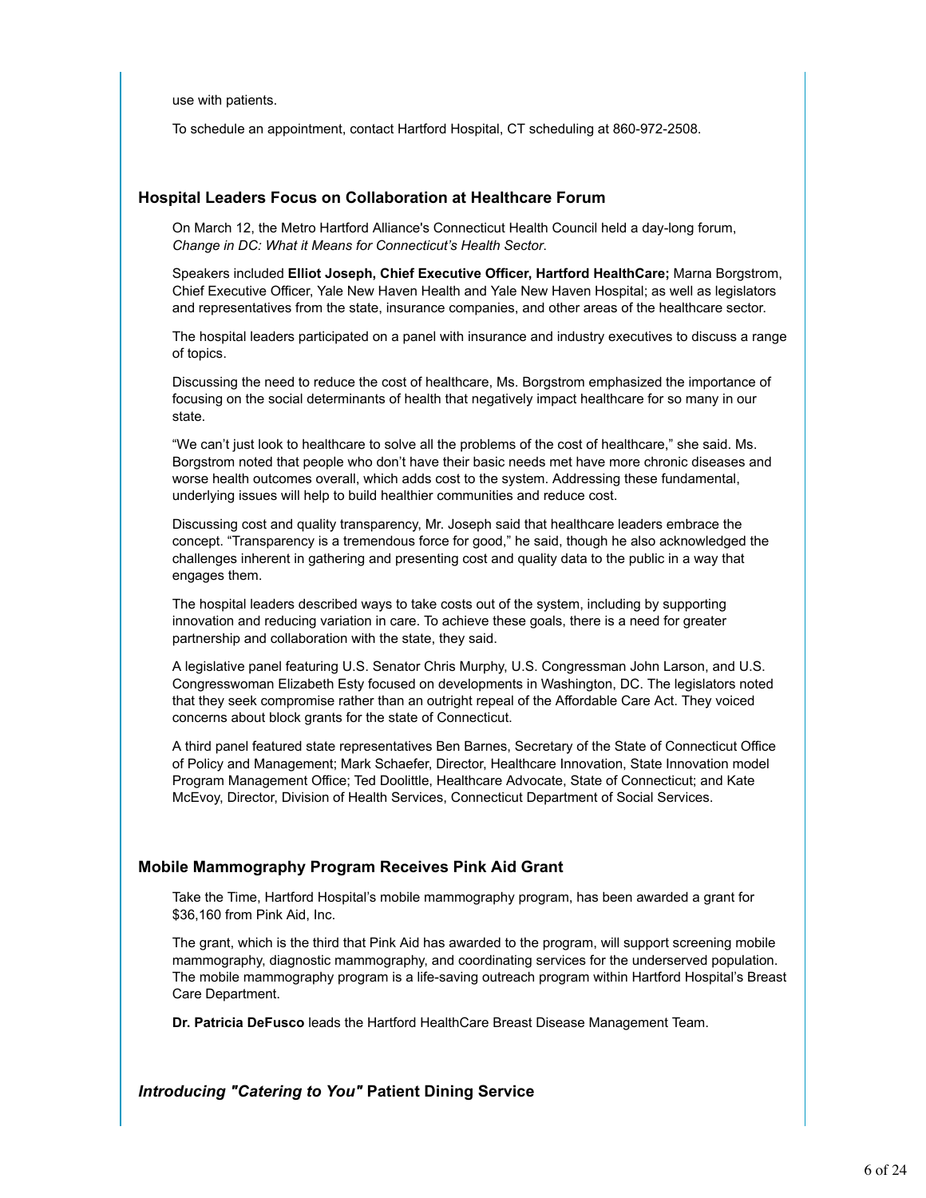use with patients.

To schedule an appointment, contact Hartford Hospital, CT scheduling at 860-972-2508.

### Hospital Leaders Focus on Collaboration at Healthcare Forum

On March 12, the Metro Hartford Alliance's Connecticut Health Council held a day-long forum, *Change in DC: What it Means for Connecticut's Health Sector*.

Speakers included **Elliot Joseph, Chief Executive Officer, Hartford HealthCare;** Marna Borgstrom, Chief Executive Officer, Yale New Haven Health and Yale New Haven Hospital; as well as legislators and representatives from the state, insurance companies, and other areas of the healthcare sector.

The hospital leaders participated on a panel with insurance and industry executives to discuss a range of topics.

Discussing the need to reduce the cost of healthcare, Ms. Borgstrom emphasized the importance of focusing on the social determinants of health that negatively impact healthcare for so many in our state.

"We can't just look to healthcare to solve all the problems of the cost of healthcare," she said. Ms. Borgstrom noted that people who don't have their basic needs met have more chronic diseases and worse health outcomes overall, which adds cost to the system. Addressing these fundamental, underlying issues will help to build healthier communities and reduce cost.

Discussing cost and quality transparency, Mr. Joseph said that healthcare leaders embrace the concept. "Transparency is a tremendous force for good," he said, though he also acknowledged the challenges inherent in gathering and presenting cost and quality data to the public in a way that engages them.

The hospital leaders described ways to take costs out of the system, including by supporting innovation and reducing variation in care. To achieve these goals, there is a need for greater partnership and collaboration with the state, they said.

A legislative panel featuring U.S. Senator Chris Murphy, U.S. Congressman John Larson, and U.S. Congresswoman Elizabeth Esty focused on developments in Washington, DC. The legislators noted that they seek compromise rather than an outright repeal of the Affordable Care Act. They voiced concerns about block grants for the state of Connecticut.

A third panel featured state representatives Ben Barnes, Secretary of the State of Connecticut Office of Policy and Management; Mark Schaefer, Director, Healthcare Innovation, State Innovation model Program Management Office; Ted Doolittle, Healthcare Advocate, State of Connecticut; and Kate McEvoy, Director, Division of Health Services, Connecticut Department of Social Services.

### Mobile Mammography Program Receives Pink Aid Grant

Take the Time, Hartford Hospital's mobile mammography program, has been awarded a grant for $36,160 from Pink Aid, Inc.

The grant, which is the third that Pink Aid has awarded to the program, will support screening mobile mammography, diagnostic mammography, and coordinating services for the underserved population. The mobile mammography program is a life-saving outreach program within Hartford Hospital's Breast Care Department.

**Dr. Patricia DeFusco** leads the Hartford HealthCare Breast Disease Management Team.

### *Introducing "Catering to You"* Patient Dining Service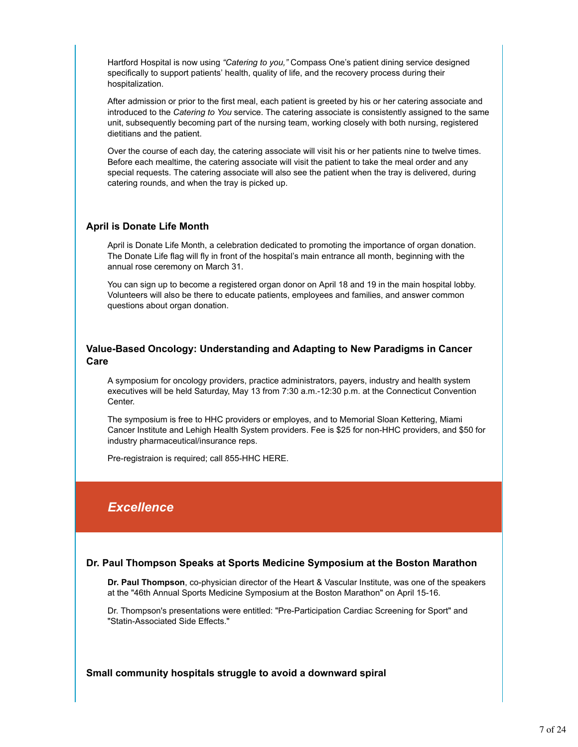Hartford Hospital is now using *"Catering to you,"* Compass One's patient dining service designed specifically to support patients' health, quality of life, and the recovery process during their hospitalization.

After admission or prior to the first meal, each patient is greeted by his or her catering associate and introduced to the *Catering to You* service. The catering associate is consistently assigned to the same unit, subsequently becoming part of the nursing team, working closely with both nursing, registered dietitians and the patient.

Over the course of each day, the catering associate will visit his or her patients nine to twelve times. Before each mealtime, the catering associate will visit the patient to take the meal order and any special requests. The catering associate will also see the patient when the tray is delivered, during catering rounds, and when the tray is picked up.

### April is Donate Life Month

April is Donate Life Month, a celebration dedicated to promoting the importance of organ donation. The Donate Life flag will fly in front of the hospital's main entrance all month, beginning with the annual rose ceremony on March 31.

You can sign up to become a registered organ donor on April 18 and 19 in the main hospital lobby. Volunteers will also be there to educate patients, employees and families, and answer common questions about organ donation.

### Value-Based Oncology: Understanding and Adapting to New Paradigms in Cancer Care

A symposium for oncology providers, practice administrators, payers, industry and health system executives will be held Saturday, May 13 from 7:30 a.m.-12:30 p.m. at the Connecticut Convention Center.

The symposium is free to HHC providers or employes, and to Memorial Sloan Kettering, Miami Cancer Institute and Lehigh Health System providers. Fee is $25 for non-HHC providers, and $50 for industry pharmaceutical/insurance reps.

Pre-registraion is required; call 855-HHC HERE.

## *Excellence*

### Dr. Paul Thompson Speaks at Sports Medicine Symposium at the Boston Marathon

**Dr. Paul Thompson**, co-physician director of the Heart & Vascular Institute, was one of the speakers at the "46th Annual Sports Medicine Symposium at the Boston Marathon" on April 15-16.

Dr. Thompson's presentations were entitled: "Pre-Participation Cardiac Screening for Sport" and "Statin-Associated Side Effects."

### Small community hospitals struggle to avoid a downward spiral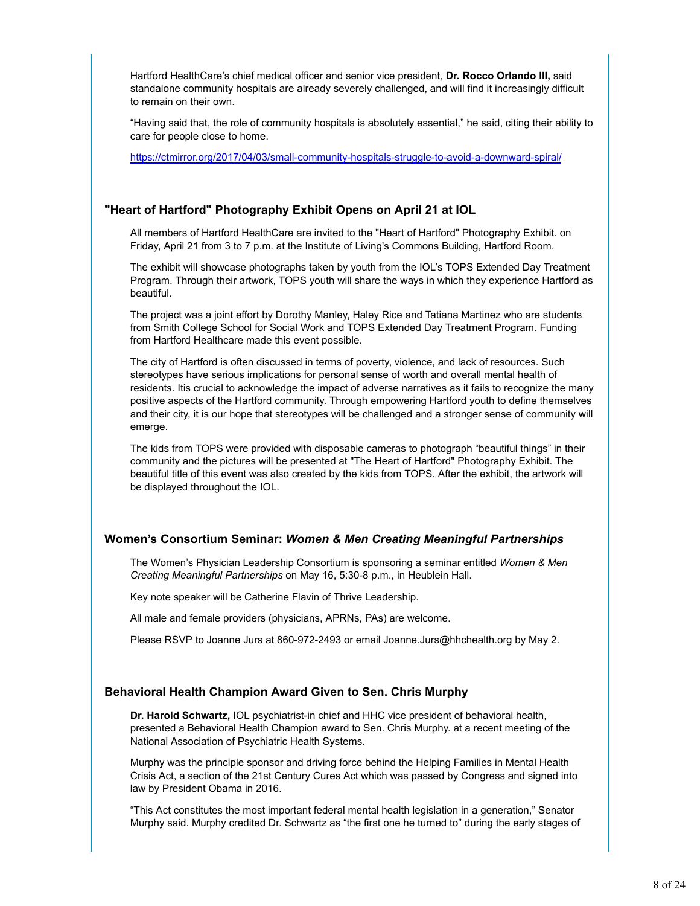Hartford HealthCare's chief medical officer and senior vice president, **Dr. Rocco Orlando III,** said standalone community hospitals are already severely challenged, and will find it increasingly difficult to remain on their own.

"Having said that, the role of community hospitals is absolutely essential," he said, citing their ability to care for people close to home.

https://ctmirror.org/2017/04/03/small-community-hospitals-struggle-to-avoid-a-downward-spiral/

## "Heart of Hartford" Photography Exhibit Opens on April 21 at IOL

All members of Hartford HealthCare are invited to the "Heart of Hartford" Photography Exhibit. on Friday, April 21 from 3 to 7 p.m. at the Institute of Living's Commons Building, Hartford Room.

The exhibit will showcase photographs taken by youth from the IOL's TOPS Extended Day Treatment Program. Through their artwork, TOPS youth will share the ways in which they experience Hartford as beautiful.

The project was a joint effort by Dorothy Manley, Haley Rice and Tatiana Martinez who are students from Smith College School for Social Work and TOPS Extended Day Treatment Program. Funding from Hartford Healthcare made this event possible.

The city of Hartford is often discussed in terms of poverty, violence, and lack of resources. Such stereotypes have serious implications for personal sense of worth and overall mental health of residents. Itis crucial to acknowledge the impact of adverse narratives as it fails to recognize the many positive aspects of the Hartford community. Through empowering Hartford youth to define themselves and their city, it is our hope that stereotypes will be challenged and a stronger sense of community will emerge.

The kids from TOPS were provided with disposable cameras to photograph "beautiful things" in their community and the pictures will be presented at "The Heart of Hartford" Photography Exhibit. The beautiful title of this event was also created by the kids from TOPS. After the exhibit, the artwork will be displayed throughout the IOL.

## Women's Consortium Seminar: *Women & Men Creating Meaningful Partnerships*

The Women's Physician Leadership Consortium is sponsoring a seminar entitled *Women & Men Creating Meaningful Partnerships* on May 16, 5:30-8 p.m., in Heublein Hall.

Key note speaker will be Catherine Flavin of Thrive Leadership.

All male and female providers (physicians, APRNs, PAs) are welcome.

Please RSVP to Joanne Jurs at 860-972-2493 or email Joanne.Jurs@hhchealth.org by May 2.

## Behavioral Health Champion Award Given to Sen. Chris Murphy

**Dr. Harold Schwartz,** IOL psychiatrist-in chief and HHC vice president of behavioral health, presented a Behavioral Health Champion award to Sen. Chris Murphy. at a recent meeting of the National Association of Psychiatric Health Systems.

Murphy was the principle sponsor and driving force behind the Helping Families in Mental Health Crisis Act, a section of the 21st Century Cures Act which was passed by Congress and signed into law by President Obama in 2016.

"This Act constitutes the most important federal mental health legislation in a generation," Senator Murphy said. Murphy credited Dr. Schwartz as "the first one he turned to" during the early stages of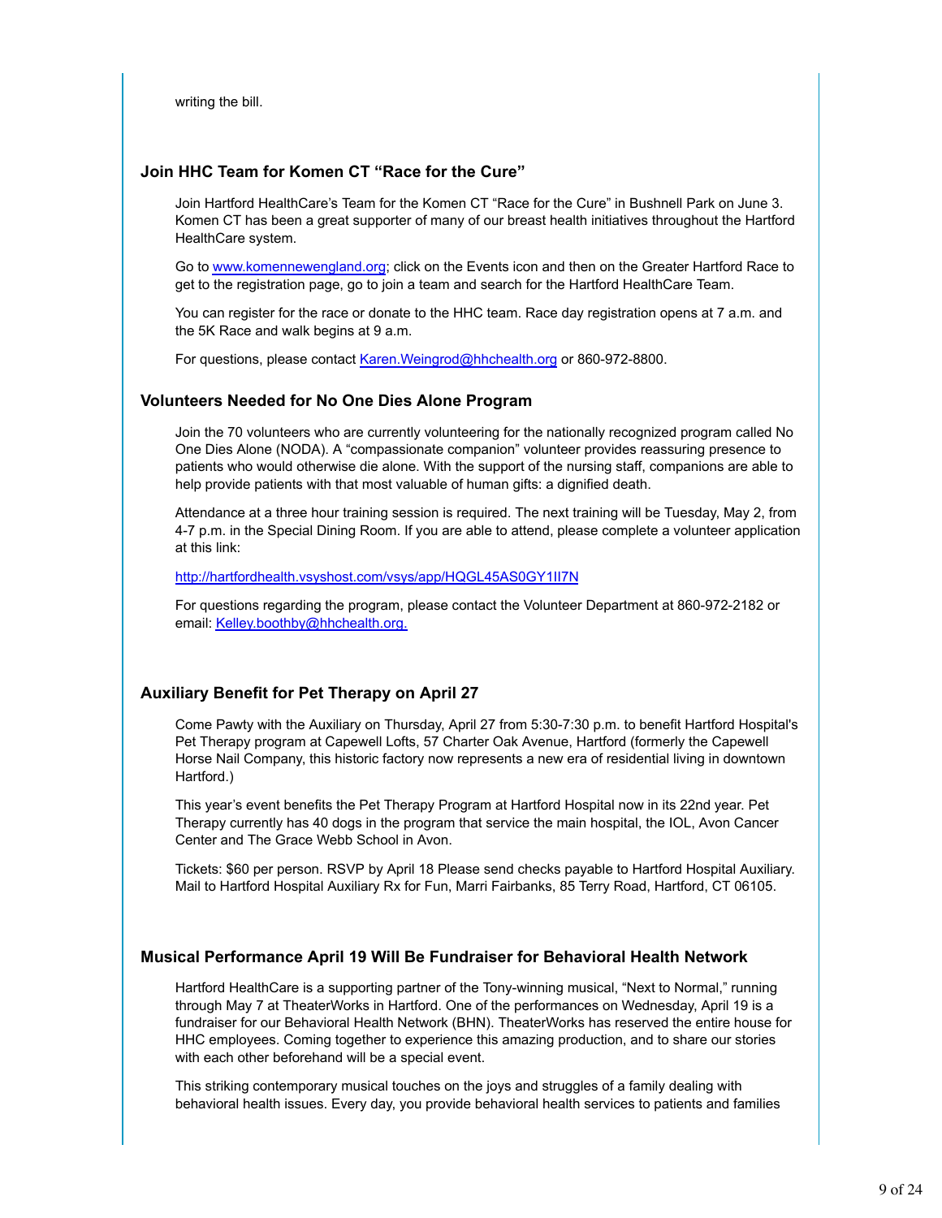writing the bill.

### Join HHC Team for Komen CT "Race for the Cure"

Join Hartford HealthCare's Team for the Komen CT "Race for the Cure" in Bushnell Park on June 3. Komen CT has been a great supporter of many of our breast health initiatives throughout the Hartford HealthCare system.

Go to www.komennewengland.org; click on the Events icon and then on the Greater Hartford Race to get to the registration page, go to join a team and search for the Hartford HealthCare Team.

You can register for the race or donate to the HHC team. Race day registration opens at 7 a.m. and the 5K Race and walk begins at 9 a.m.

For questions, please contact Karen.Weingrod@hhchealth.org or 860-972-8800.

### Volunteers Needed for No One Dies Alone Program

Join the 70 volunteers who are currently volunteering for the nationally recognized program called No One Dies Alone (NODA). A "compassionate companion" volunteer provides reassuring presence to patients who would otherwise die alone. With the support of the nursing staff, companions are able to help provide patients with that most valuable of human gifts: a dignified death.

Attendance at a three hour training session is required. The next training will be Tuesday, May 2, from 4-7 p.m. in the Special Dining Room. If you are able to attend, please complete a volunteer application at this link:

http://hartfordhealth.vsyshost.com/vsys/app/HQGL45AS0GY1II7N

For questions regarding the program, please contact the Volunteer Department at 860-972-2182 or email: Kelley.boothby@hhchealth.org.

### Auxiliary Benefit for Pet Therapy on April 27

Come Pawty with the Auxiliary on Thursday, April 27 from 5:30-7:30 p.m. to benefit Hartford Hospital's Pet Therapy program at Capewell Lofts, 57 Charter Oak Avenue, Hartford (formerly the Capewell Horse Nail Company, this historic factory now represents a new era of residential living in downtown Hartford.)

This year's event benefits the Pet Therapy Program at Hartford Hospital now in its 22nd year. Pet Therapy currently has 40 dogs in the program that service the main hospital, the IOL, Avon Cancer Center and The Grace Webb School in Avon.

Tickets: $60 per person. RSVP by April 18 Please send checks payable to Hartford Hospital Auxiliary. Mail to Hartford Hospital Auxiliary Rx for Fun, Marri Fairbanks, 85 Terry Road, Hartford, CT 06105.

### Musical Performance April 19 Will Be Fundraiser for Behavioral Health Network

Hartford HealthCare is a supporting partner of the Tony-winning musical, "Next to Normal," running through May 7 at TheaterWorks in Hartford. One of the performances on Wednesday, April 19 is a fundraiser for our Behavioral Health Network (BHN). TheaterWorks has reserved the entire house for HHC employees. Coming together to experience this amazing production, and to share our stories with each other beforehand will be a special event.

This striking contemporary musical touches on the joys and struggles of a family dealing with behavioral health issues. Every day, you provide behavioral health services to patients and families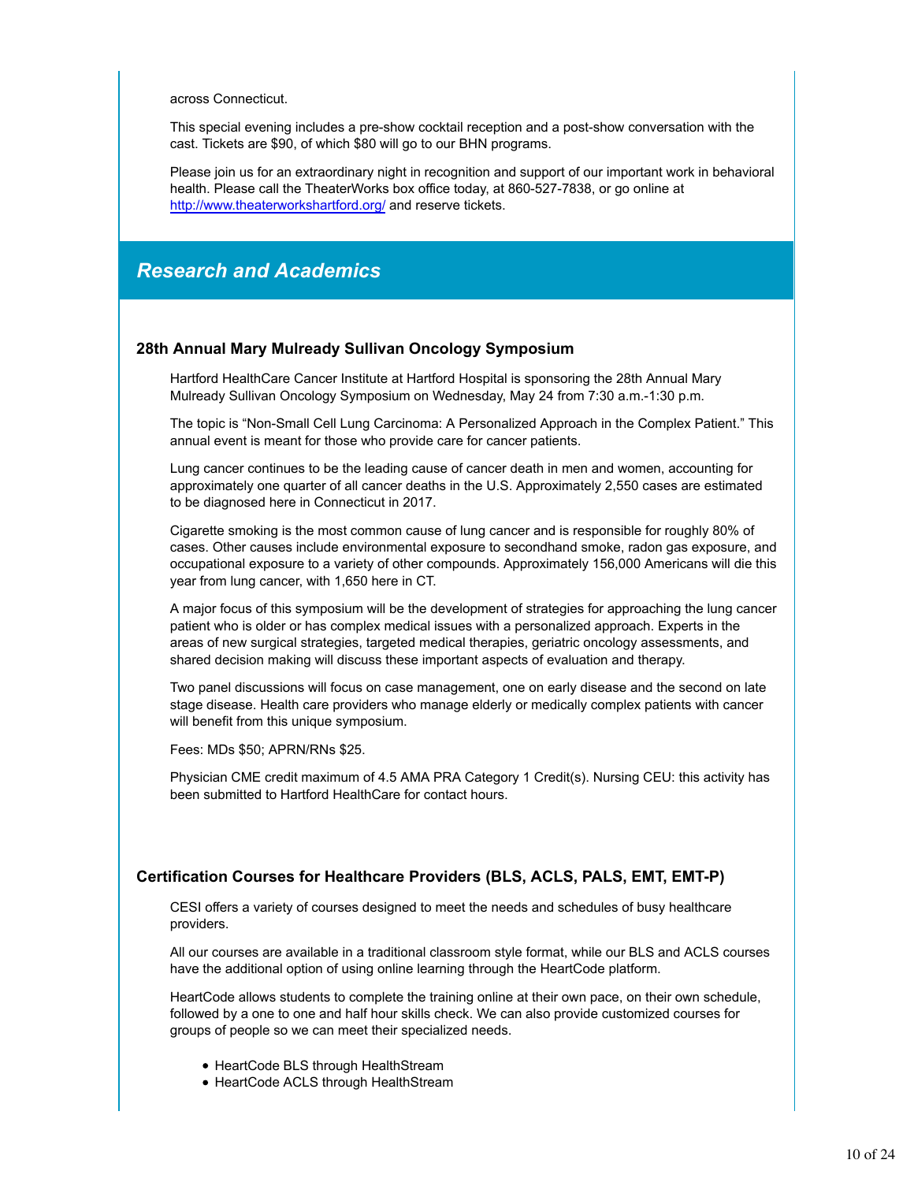across Connecticut.

This special evening includes a pre-show cocktail reception and a post-show conversation with the cast. Tickets are $90, of which $80 will go to our BHN programs.

Please join us for an extraordinary night in recognition and support of our important work in behavioral health. Please call the TheaterWorks box office today, at 860-527-7838, or go online at [http://www.theaterworkshartford.org/](http://www.theaterworkshartford.org/) and reserve tickets.

## *Research and Academics*

### 28th Annual Mary Mulready Sullivan Oncology Symposium

Hartford HealthCare Cancer Institute at Hartford Hospital is sponsoring the 28th Annual Mary Mulready Sullivan Oncology Symposium on Wednesday, May 24 from 7:30 a.m.-1:30 p.m.

The topic is "Non-Small Cell Lung Carcinoma: A Personalized Approach in the Complex Patient." This annual event is meant for those who provide care for cancer patients.

Lung cancer continues to be the leading cause of cancer death in men and women, accounting for approximately one quarter of all cancer deaths in the U.S. Approximately 2,550 cases are estimated to be diagnosed here in Connecticut in 2017.

Cigarette smoking is the most common cause of lung cancer and is responsible for roughly 80% of cases. Other causes include environmental exposure to secondhand smoke, radon gas exposure, and occupational exposure to a variety of other compounds. Approximately 156,000 Americans will die this year from lung cancer, with 1,650 here in CT.

A major focus of this symposium will be the development of strategies for approaching the lung cancer patient who is older or has complex medical issues with a personalized approach. Experts in the areas of new surgical strategies, targeted medical therapies, geriatric oncology assessments, and shared decision making will discuss these important aspects of evaluation and therapy.

Two panel discussions will focus on case management, one on early disease and the second on late stage disease. Health care providers who manage elderly or medically complex patients with cancer will benefit from this unique symposium.

Fees: MDs $50; APRN/RNs $25.

Physician CME credit maximum of 4.5 AMA PRA Category 1 Credit(s). Nursing CEU: this activity has been submitted to Hartford HealthCare for contact hours.

### Certification Courses for Healthcare Providers (BLS, ACLS, PALS, EMT, EMT-P)

CESI offers a variety of courses designed to meet the needs and schedules of busy healthcare providers.

All our courses are available in a traditional classroom style format, while our BLS and ACLS courses have the additional option of using online learning through the HeartCode platform.

HeartCode allows students to complete the training online at their own pace, on their own schedule, followed by a one to one and half hour skills check. We can also provide customized courses for groups of people so we can meet their specialized needs.

- HeartCode BLS through HealthStream
- HeartCode ACLS through HealthStream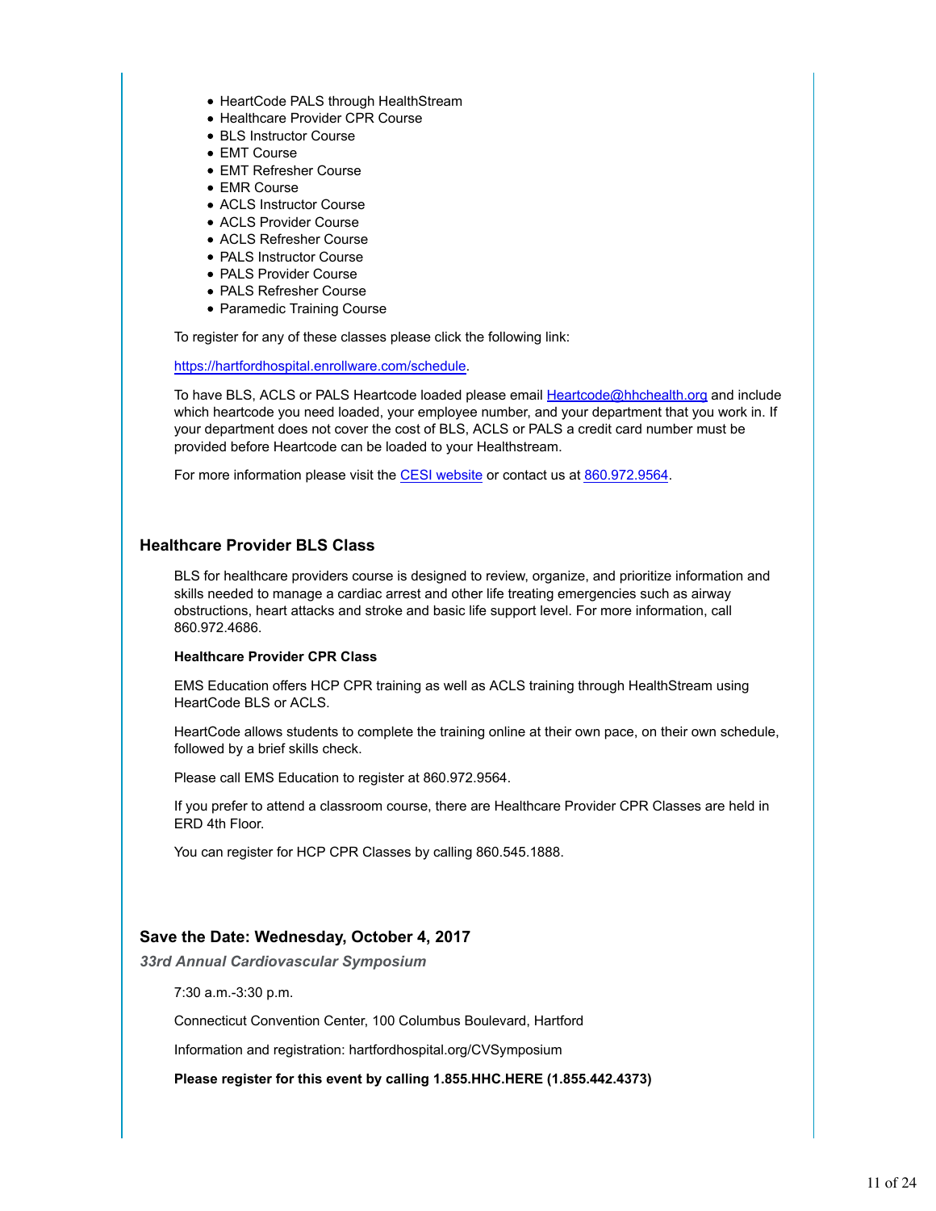- HeartCode PALS through HealthStream
- Healthcare Provider CPR Course
- BLS Instructor Course
- EMT Course
- EMT Refresher Course
- EMR Course
- ACLS Instructor Course
- ACLS Provider Course
- ACLS Refresher Course
- PALS Instructor Course
- PALS Provider Course
- PALS Refresher Course
- Paramedic Training Course

To register for any of these classes please click the following link:

https://hartfordhospital.enrollware.com/schedule.

To have BLS, ACLS or PALS Heartcode loaded please email Heartcode@hhchealth.org and include which heartcode you need loaded, your employee number, and your department that you work in. If your department does not cover the cost of BLS, ACLS or PALS a credit card number must be provided before Heartcode can be loaded to your Healthstream.

For more information please visit the CESI website or contact us at 860.972.9564.

## Healthcare Provider BLS Class

BLS for healthcare providers course is designed to review, organize, and prioritize information and skills needed to manage a cardiac arrest and other life treating emergencies such as airway obstructions, heart attacks and stroke and basic life support level. For more information, call 860.972.4686.

**Healthcare Provider CPR Class**

EMS Education offers HCP CPR training as well as ACLS training through HealthStream using HeartCode BLS or ACLS.

HeartCode allows students to complete the training online at their own pace, on their own schedule, followed by a brief skills check.

Please call EMS Education to register at 860.972.9564.

If you prefer to attend a classroom course, there are Healthcare Provider CPR Classes are held in ERD 4th Floor.

You can register for HCP CPR Classes by calling 860.545.1888.

## Save the Date: Wednesday, October 4, 2017

***33rd Annual Cardiovascular Symposium***

7:30 a.m.-3:30 p.m.

Connecticut Convention Center, 100 Columbus Boulevard, Hartford

Information and registration: hartfordhospital.org/CVSymposium

**Please register for this event by calling 1.855.HHC.HERE (1.855.442.4373)**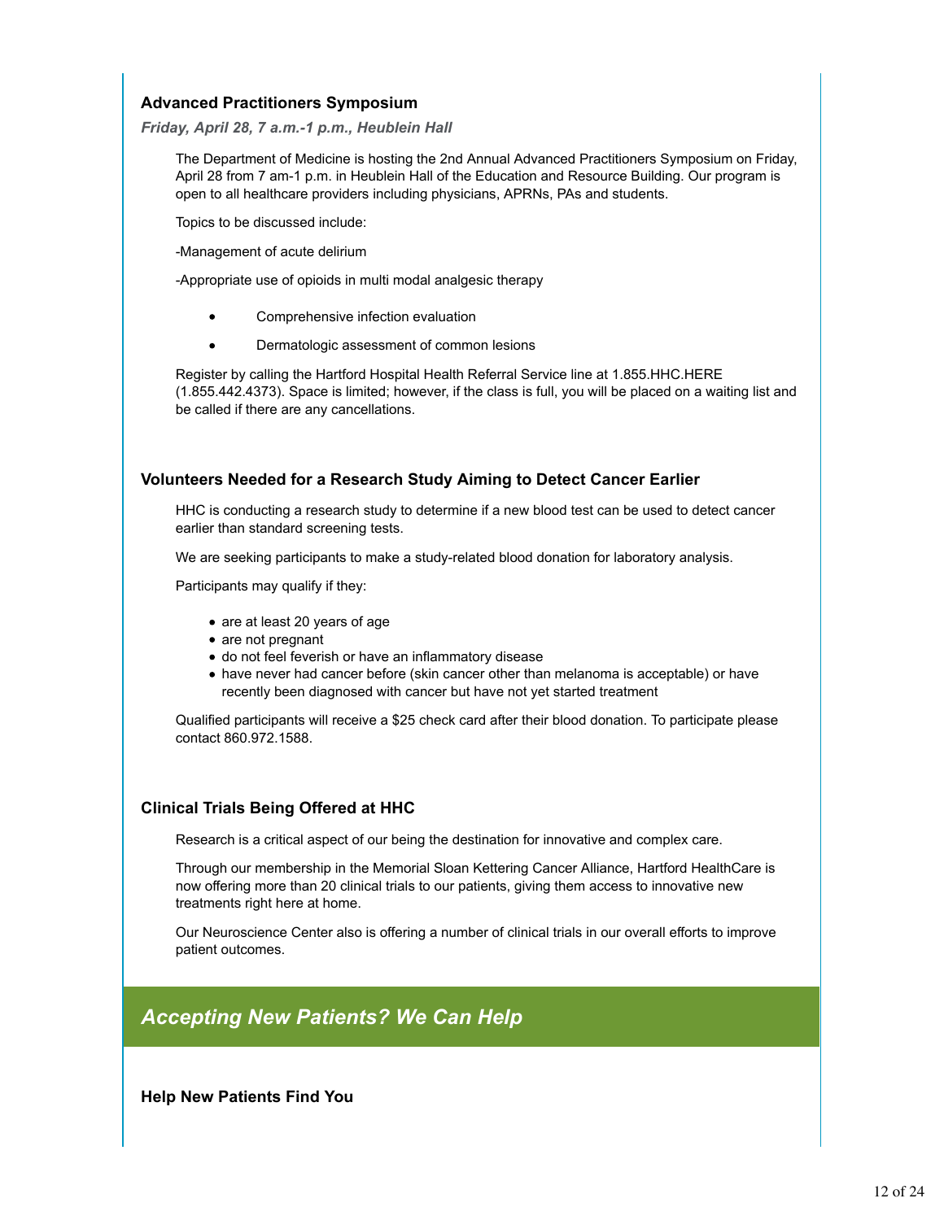### Advanced Practitioners Symposium

***Friday, April 28, 7 a.m.-1 p.m., Heublein Hall***

The Department of Medicine is hosting the 2nd Annual Advanced Practitioners Symposium on Friday, April 28 from 7 am-1 p.m. in Heublein Hall of the Education and Resource Building. Our program is open to all healthcare providers including physicians, APRNs, PAs and students.

Topics to be discussed include:

-Management of acute delirium

-Appropriate use of opioids in multi modal analgesic therapy

- Comprehensive infection evaluation
- Dermatologic assessment of common lesions

Register by calling the Hartford Hospital Health Referral Service line at 1.855.HHC.HERE (1.855.442.4373). Space is limited; however, if the class is full, you will be placed on a waiting list and be called if there are any cancellations.

### Volunteers Needed for a Research Study Aiming to Detect Cancer Earlier

HHC is conducting a research study to determine if a new blood test can be used to detect cancer earlier than standard screening tests.

We are seeking participants to make a study-related blood donation for laboratory analysis.

Participants may qualify if they:

- are at least 20 years of age
- are not pregnant
- do not feel feverish or have an inflammatory disease
- have never had cancer before (skin cancer other than melanoma is acceptable) or have recently been diagnosed with cancer but have not yet started treatment

Qualified participants will receive a $25 check card after their blood donation. To participate please contact 860.972.1588.

### Clinical Trials Being Offered at HHC

Research is a critical aspect of our being the destination for innovative and complex care.

Through our membership in the Memorial Sloan Kettering Cancer Alliance, Hartford HealthCare is now offering more than 20 clinical trials to our patients, giving them access to innovative new treatments right here at home.

Our Neuroscience Center also is offering a number of clinical trials in our overall efforts to improve patient outcomes.

## *Accepting New Patients? We Can Help*

### Help New Patients Find You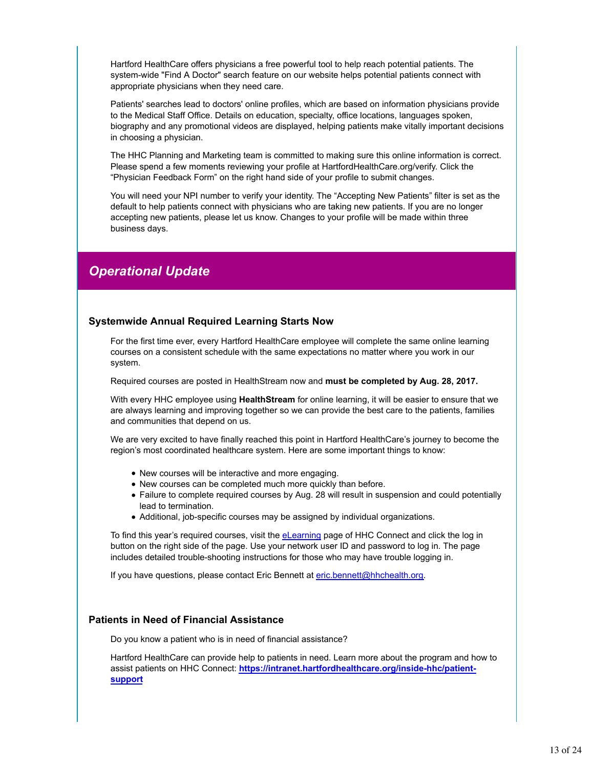Hartford HealthCare offers physicians a free powerful tool to help reach potential patients. The system-wide "Find A Doctor" search feature on our website helps potential patients connect with appropriate physicians when they need care.

Patients' searches lead to doctors' online profiles, which are based on information physicians provide to the Medical Staff Office. Details on education, specialty, office locations, languages spoken, biography and any promotional videos are displayed, helping patients make vitally important decisions in choosing a physician.

The HHC Planning and Marketing team is committed to making sure this online information is correct. Please spend a few moments reviewing your profile at HartfordHealthCare.org/verify. Click the "Physician Feedback Form" on the right hand side of your profile to submit changes.

You will need your NPI number to verify your identity. The "Accepting New Patients" filter is set as the default to help patients connect with physicians who are taking new patients. If you are no longer accepting new patients, please let us know. Changes to your profile will be made within three business days.

## *Operational Update*

### Systemwide Annual Required Learning Starts Now

For the first time ever, every Hartford HealthCare employee will complete the same online learning courses on a consistent schedule with the same expectations no matter where you work in our system.

Required courses are posted in HealthStream now and **must be completed by Aug. 28, 2017.**

With every HHC employee using **HealthStream** for online learning, it will be easier to ensure that we are always learning and improving together so we can provide the best care to the patients, families and communities that depend on us.

We are very excited to have finally reached this point in Hartford HealthCare's journey to become the region's most coordinated healthcare system. Here are some important things to know:

- New courses will be interactive and more engaging.
- New courses can be completed much more quickly than before.
- Failure to complete required courses by Aug. 28 will result in suspension and could potentially lead to termination.
- Additional, job-specific courses may be assigned by individual organizations.

To find this year's required courses, visit the eLearning page of HHC Connect and click the log in button on the right side of the page. Use your network user ID and password to log in. The page includes detailed trouble-shooting instructions for those who may have trouble logging in.

If you have questions, please contact Eric Bennett at eric.bennett@hhchealth.org.

### Patients in Need of Financial Assistance

Do you know a patient who is in need of financial assistance?

Hartford HealthCare can provide help to patients in need. Learn more about the program and how to assist patients on HHC Connect: **https://intranet.hartfordhealthcare.org/inside-hhc/patient-support**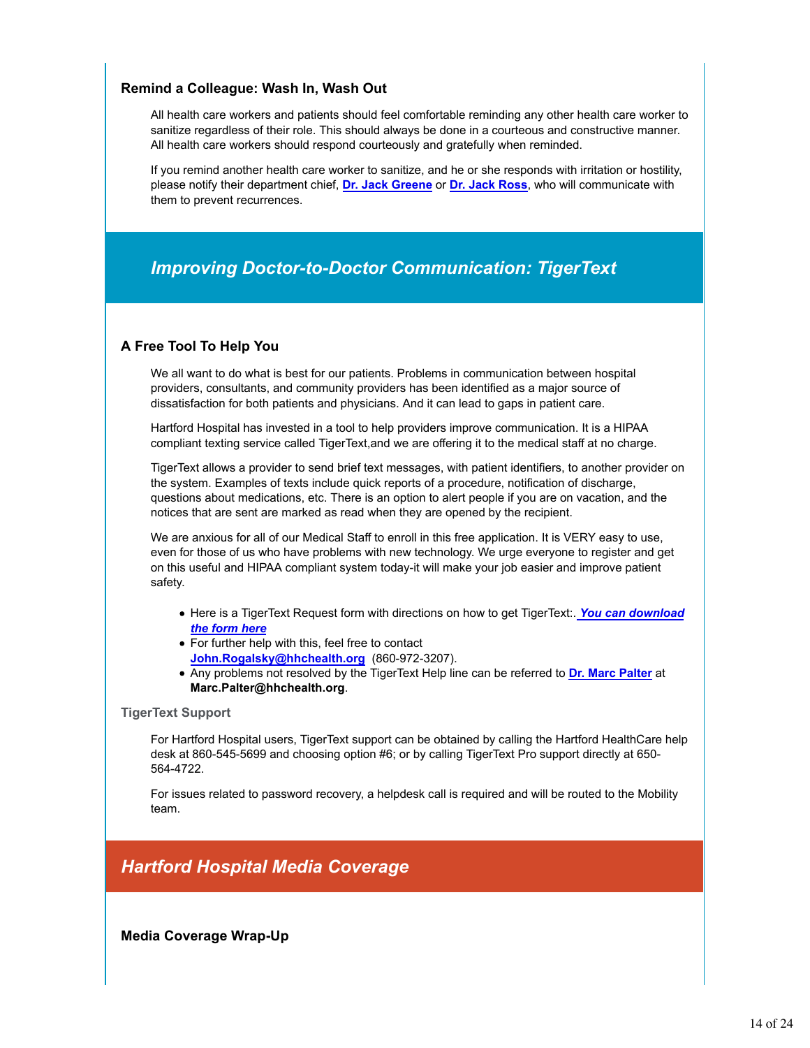### Remind a Colleague: Wash In, Wash Out

All health care workers and patients should feel comfortable reminding any other health care worker to sanitize regardless of their role. This should always be done in a courteous and constructive manner. All health care workers should respond courteously and gratefully when reminded.

If you remind another health care worker to sanitize, and he or she responds with irritation or hostility, please notify their department chief, **Dr. Jack Greene** or **Dr. Jack Ross**, who will communicate with them to prevent recurrences.

## *Improving Doctor-to-Doctor Communication: TigerText*

### A Free Tool To Help You

We all want to do what is best for our patients. Problems in communication between hospital providers, consultants, and community providers has been identified as a major source of dissatisfaction for both patients and physicians. And it can lead to gaps in patient care.

Hartford Hospital has invested in a tool to help providers improve communication. It is a HIPAA compliant texting service called TigerText,and we are offering it to the medical staff at no charge.

TigerText allows a provider to send brief text messages, with patient identifiers, to another provider on the system. Examples of texts include quick reports of a procedure, notification of discharge, questions about medications, etc. There is an option to alert people if you are on vacation, and the notices that are sent are marked as read when they are opened by the recipient.

We are anxious for all of our Medical Staff to enroll in this free application. It is VERY easy to use, even for those of us who have problems with new technology. We urge everyone to register and get on this useful and HIPAA compliant system today-it will make your job easier and improve patient safety.

- Here is a TigerText Request form with directions on how to get TigerText:. ***You can download the form here***
- For further help with this, feel free to contact **John.Rogalsky@hhchealth.org** (860-972-3207).
- Any problems not resolved by the TigerText Help line can be referred to **Dr. Marc Palter** at **Marc.Palter@hhchealth.org**.

#### TigerText Support

For Hartford Hospital users, TigerText support can be obtained by calling the Hartford HealthCare help desk at 860-545-5699 and choosing option #6; or by calling TigerText Pro support directly at 650-564-4722.

For issues related to password recovery, a helpdesk call is required and will be routed to the Mobility team.

## *Hartford Hospital Media Coverage*

### Media Coverage Wrap-Up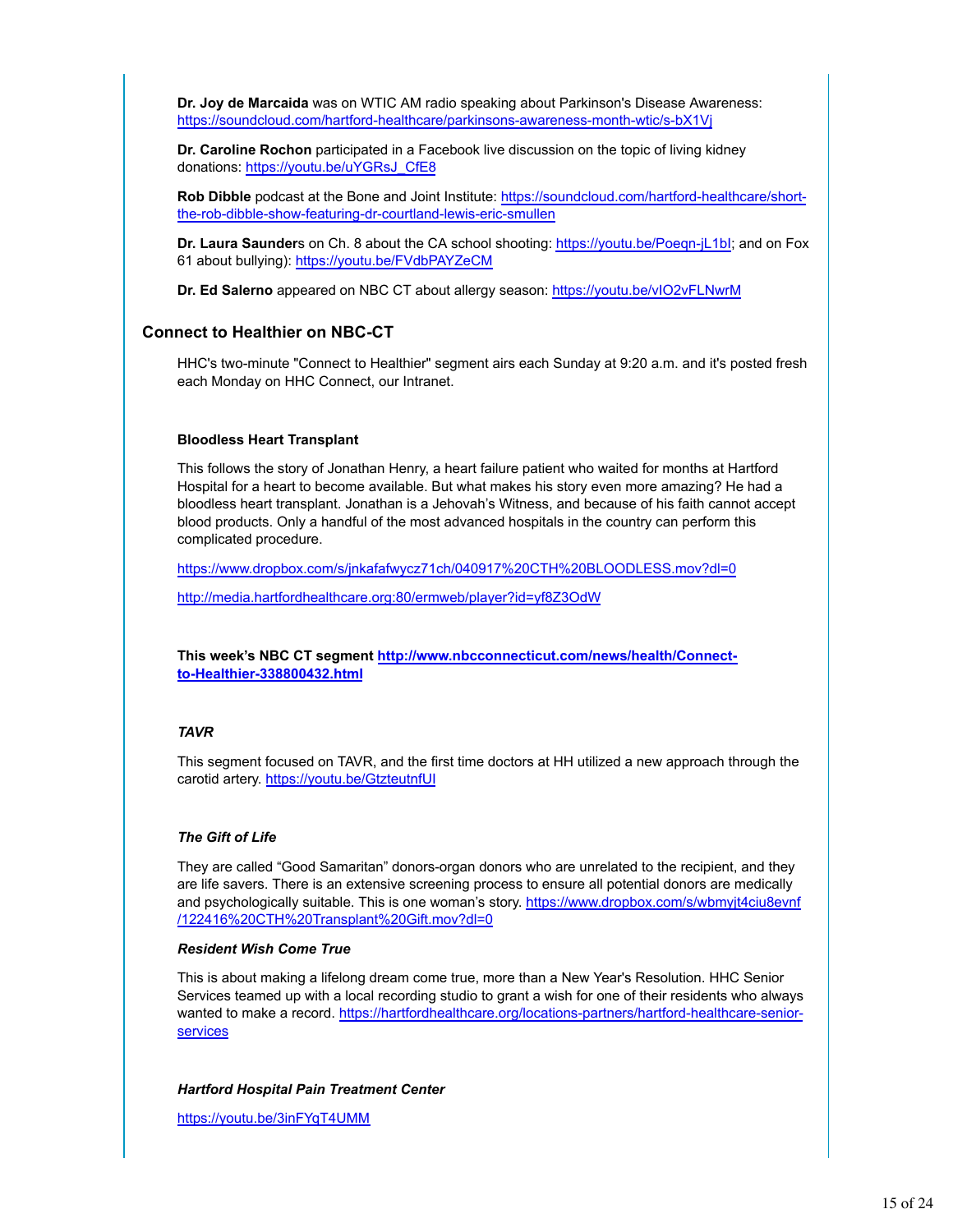**Dr. Joy de Marcaida** was on WTIC AM radio speaking about Parkinson's Disease Awareness: https://soundcloud.com/hartford-healthcare/parkinsons-awareness-month-wtic/s-bX1Vj

**Dr. Caroline Rochon** participated in a Facebook live discussion on the topic of living kidney donations: https://youtu.be/uYGRsJ_CfE8

**Rob Dibble** podcast at the Bone and Joint Institute: https://soundcloud.com/hartford-healthcare/short-the-rob-dibble-show-featuring-dr-courtland-lewis-eric-smullen

**Dr. Laura Saunder**s on Ch. 8 about the CA school shooting: https://youtu.be/Poeqn-jL1bI; and on Fox 61 about bullying): https://youtu.be/FVdbPAYZeCM

**Dr. Ed Salerno** appeared on NBC CT about allergy season: https://youtu.be/vIO2vFLNwrM

## Connect to Healthier on NBC-CT

HHC's two-minute "Connect to Healthier" segment airs each Sunday at 9:20 a.m. and it's posted fresh each Monday on HHC Connect, our Intranet.

**Bloodless Heart Transplant**

This follows the story of Jonathan Henry, a heart failure patient who waited for months at Hartford Hospital for a heart to become available. But what makes his story even more amazing? He had a bloodless heart transplant. Jonathan is a Jehovah's Witness, and because of his faith cannot accept blood products. Only a handful of the most advanced hospitals in the country can perform this complicated procedure.

https://www.dropbox.com/s/jnkafafwycz71ch/040917%20CTH%20BLOODLESS.mov?dl=0

http://media.hartfordhealthcare.org:80/ermweb/player?id=yf8Z3OdW

**This week's NBC CT segment http://www.nbcconnecticut.com/news/health/Connect-to-Healthier-338800432.html**

***TAVR***

This segment focused on TAVR, and the first time doctors at HH utilized a new approach through the carotid artery. https://youtu.be/GtzteutnfUI

***The Gift of Life***

They are called "Good Samaritan" donors-organ donors who are unrelated to the recipient, and they are life savers. There is an extensive screening process to ensure all potential donors are medically and psychologically suitable. This is one woman's story. https://www.dropbox.com/s/wbmyjt4ciu8evnf/122416%20CTH%20Transplant%20Gift.mov?dl=0

***Resident Wish Come True***

This is about making a lifelong dream come true, more than a New Year's Resolution. HHC Senior Services teamed up with a local recording studio to grant a wish for one of their residents who always wanted to make a record. https://hartfordhealthcare.org/locations-partners/hartford-healthcare-senior-services

***Hartford Hospital Pain Treatment Center***

https://youtu.be/3inFYqT4UMM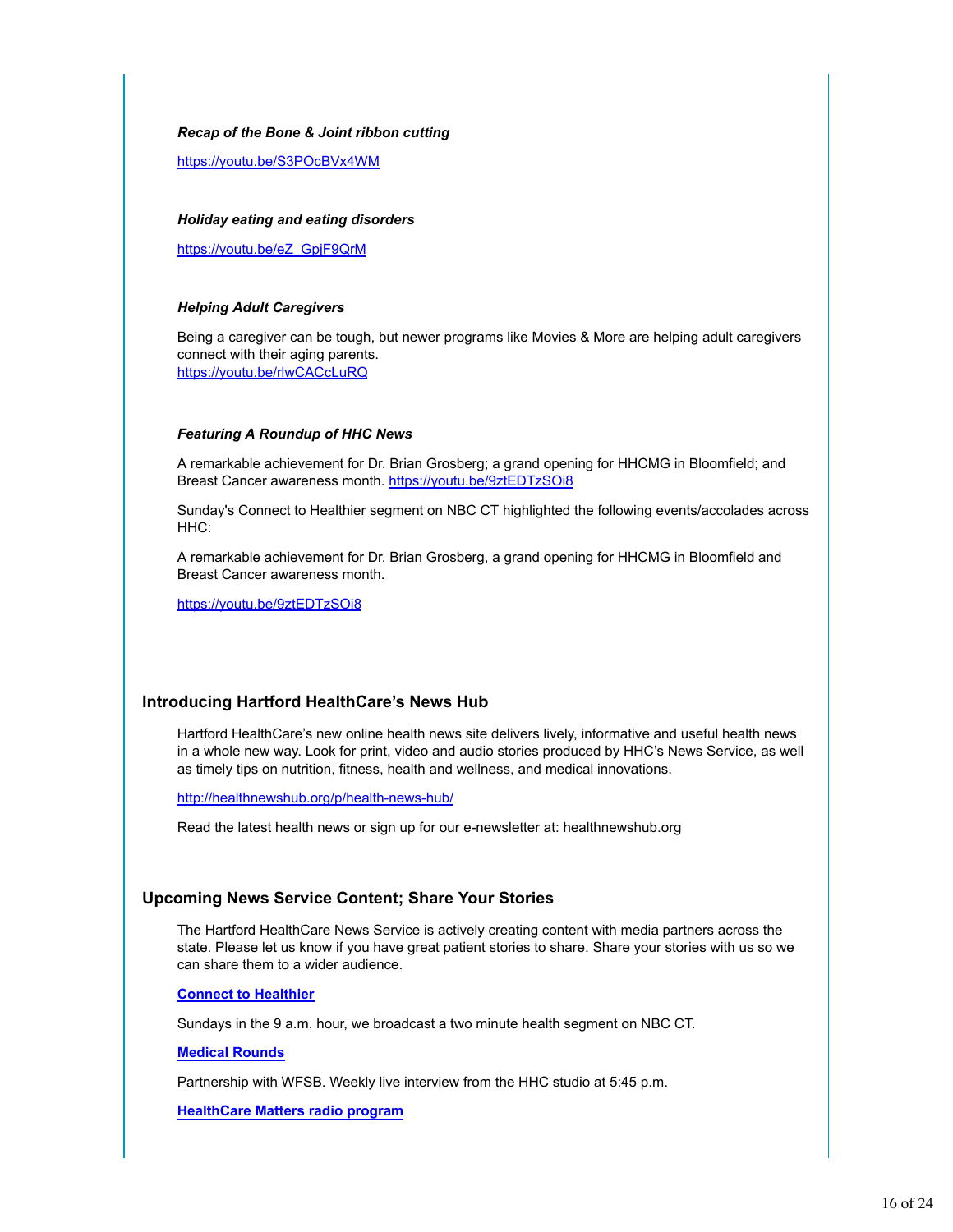***Recap of the Bone & Joint ribbon cutting***

https://youtu.be/S3POcBVx4WM

***Holiday eating and eating disorders***

https://youtu.be/eZ_GpjF9QrM

***Helping Adult Caregivers***

Being a caregiver can be tough, but newer programs like Movies & More are helping adult caregivers connect with their aging parents.
https://youtu.be/rlwCACcLuRQ

***Featuring A Roundup of HHC News***

A remarkable achievement for Dr. Brian Grosberg; a grand opening for HHCMG in Bloomfield; and Breast Cancer awareness month. https://youtu.be/9ztEDTzSOi8

Sunday's Connect to Healthier segment on NBC CT highlighted the following events/accolades across HHC:

A remarkable achievement for Dr. Brian Grosberg, a grand opening for HHCMG in Bloomfield and Breast Cancer awareness month.

https://youtu.be/9ztEDTzSOi8

## Introducing Hartford HealthCare's News Hub

Hartford HealthCare's new online health news site delivers lively, informative and useful health news in a whole new way. Look for print, video and audio stories produced by HHC's News Service, as well as timely tips on nutrition, fitness, health and wellness, and medical innovations.

http://healthnewshub.org/p/health-news-hub/

Read the latest health news or sign up for our e-newsletter at: healthnewshub.org

## Upcoming News Service Content; Share Your Stories

The Hartford HealthCare News Service is actively creating content with media partners across the state. Please let us know if you have great patient stories to share. Share your stories with us so we can share them to a wider audience.

**Connect to Healthier**

Sundays in the 9 a.m. hour, we broadcast a two minute health segment on NBC CT.

**Medical Rounds**

Partnership with WFSB. Weekly live interview from the HHC studio at 5:45 p.m.

**HealthCare Matters radio program**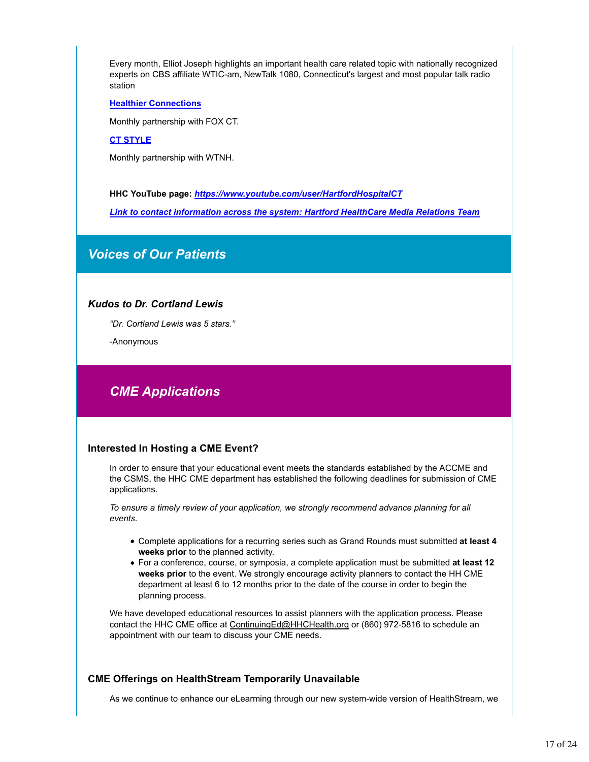Every month, Elliot Joseph highlights an important health care related topic with nationally recognized experts on CBS affiliate WTIC-am, NewTalk 1080, Connecticut's largest and most popular talk radio station

**Healthier Connections**

Monthly partnership with FOX CT.

**CT STYLE**

Monthly partnership with WTNH.

**HHC YouTube page:** ***https://www.youtube.com/user/HartfordHospitalCT***

***Link to contact information across the system: Hartford HealthCare Media Relations Team***

## *Voices of Our Patients*

### *Kudos to Dr. Cortland Lewis*

*"Dr. Cortland Lewis was 5 stars."*

-Anonymous

## *CME Applications*

### Interested In Hosting a CME Event?

In order to ensure that your educational event meets the standards established by the ACCME and the CSMS, the HHC CME department has established the following deadlines for submission of CME applications.

*To ensure a timely review of your application, we strongly recommend advance planning for all events.*

- Complete applications for a recurring series such as Grand Rounds must submitted **at least 4 weeks prior** to the planned activity.
- For a conference, course, or symposia, a complete application must be submitted **at least 12 weeks prior** to the event. We strongly encourage activity planners to contact the HH CME department at least 6 to 12 months prior to the date of the course in order to begin the planning process.

We have developed educational resources to assist planners with the application process. Please contact the HHC CME office at ContinuingEd@HHCHealth.org or (860) 972-5816 to schedule an appointment with our team to discuss your CME needs.

### CME Offerings on HealthStream Temporarily Unavailable

As we continue to enhance our eLearning through our new system-wide version of HealthStream, we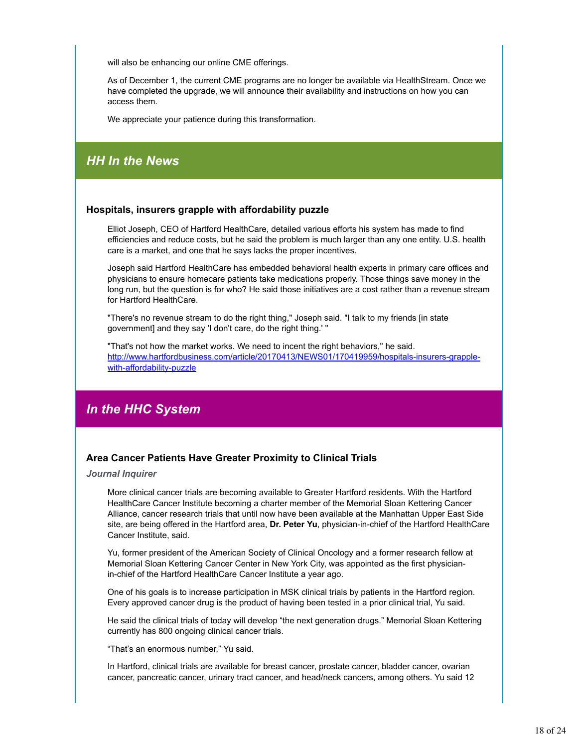will also be enhancing our online CME offerings.

As of December 1, the current CME programs are no longer be available via HealthStream. Once we have completed the upgrade, we will announce their availability and instructions on how you can access them.

We appreciate your patience during this transformation.

## *HH In the News*

### Hospitals, insurers grapple with affordability puzzle

Elliot Joseph, CEO of Hartford HealthCare, detailed various efforts his system has made to find efficiencies and reduce costs, but he said the problem is much larger than any one entity. U.S. health care is a market, and one that he says lacks the proper incentives.

Joseph said Hartford HealthCare has embedded behavioral health experts in primary care offices and physicians to ensure homecare patients take medications properly. Those things save money in the long run, but the question is for who? He said those initiatives are a cost rather than a revenue stream for Hartford HealthCare.

"There's no revenue stream to do the right thing," Joseph said. "I talk to my friends [in state government] and they say 'I don't care, do the right thing.' "

"That's not how the market works. We need to incent the right behaviors," he said.
[http://www.hartfordbusiness.com/article/20170413/NEWS01/170419959/hospitals-insurers-grapple-with-affordability-puzzle](http://www.hartfordbusiness.com/article/20170413/NEWS01/170419959/hospitals-insurers-grapple-with-affordability-puzzle)

## *In the HHC System*

### Area Cancer Patients Have Greater Proximity to Clinical Trials

***Journal Inquirer***

More clinical cancer trials are becoming available to Greater Hartford residents. With the Hartford HealthCare Cancer Institute becoming a charter member of the Memorial Sloan Kettering Cancer Alliance, cancer research trials that until now have been available at the Manhattan Upper East Side site, are being offered in the Hartford area, **Dr. Peter Yu**, physician-in-chief of the Hartford HealthCare Cancer Institute, said.

Yu, former president of the American Society of Clinical Oncology and a former research fellow at Memorial Sloan Kettering Cancer Center in New York City, was appointed as the first physician-in-chief of the Hartford HealthCare Cancer Institute a year ago.

One of his goals is to increase participation in MSK clinical trials by patients in the Hartford region. Every approved cancer drug is the product of having been tested in a prior clinical trial, Yu said.

He said the clinical trials of today will develop “the next generation drugs.” Memorial Sloan Kettering currently has 800 ongoing clinical cancer trials.

“That’s an enormous number,” Yu said.

In Hartford, clinical trials are available for breast cancer, prostate cancer, bladder cancer, ovarian cancer, pancreatic cancer, urinary tract cancer, and head/neck cancers, among others. Yu said 12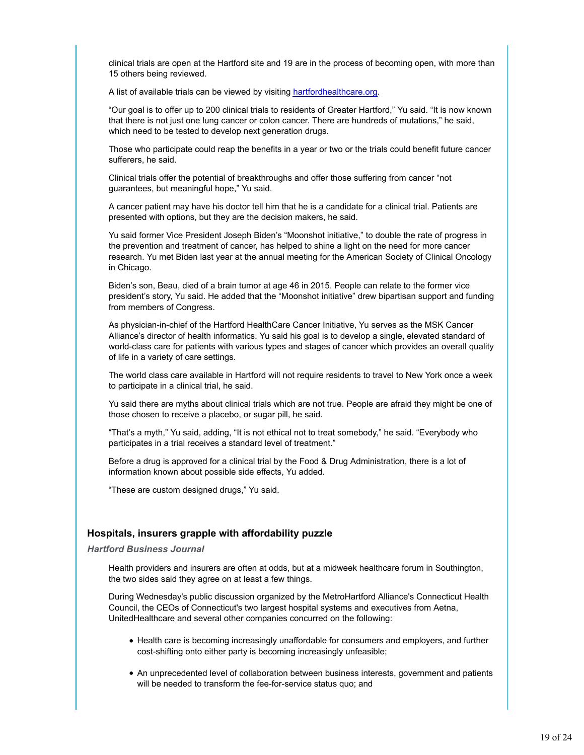clinical trials are open at the Hartford site and 19 are in the process of becoming open, with more than 15 others being reviewed.

A list of available trials can be viewed by visiting [hartfordhealthcare.org](hartfordhealthcare.org).

"Our goal is to offer up to 200 clinical trials to residents of Greater Hartford," Yu said. "It is now known that there is not just one lung cancer or colon cancer. There are hundreds of mutations," he said, which need to be tested to develop next generation drugs.

Those who participate could reap the benefits in a year or two or the trials could benefit future cancer sufferers, he said.

Clinical trials offer the potential of breakthroughs and offer those suffering from cancer "not guarantees, but meaningful hope," Yu said.

A cancer patient may have his doctor tell him that he is a candidate for a clinical trial. Patients are presented with options, but they are the decision makers, he said.

Yu said former Vice President Joseph Biden's "Moonshot initiative," to double the rate of progress in the prevention and treatment of cancer, has helped to shine a light on the need for more cancer research. Yu met Biden last year at the annual meeting for the American Society of Clinical Oncology in Chicago.

Biden's son, Beau, died of a brain tumor at age 46 in 2015. People can relate to the former vice president's story, Yu said. He added that the "Moonshot initiative" drew bipartisan support and funding from members of Congress.

As physician-in-chief of the Hartford HealthCare Cancer Initiative, Yu serves as the MSK Cancer Alliance's director of health informatics. Yu said his goal is to develop a single, elevated standard of world-class care for patients with various types and stages of cancer which provides an overall quality of life in a variety of care settings.

The world class care available in Hartford will not require residents to travel to New York once a week to participate in a clinical trial, he said.

Yu said there are myths about clinical trials which are not true. People are afraid they might be one of those chosen to receive a placebo, or sugar pill, he said.

"That's a myth," Yu said, adding, "It is not ethical not to treat somebody," he said. "Everybody who participates in a trial receives a standard level of treatment."

Before a drug is approved for a clinical trial by the Food & Drug Administration, there is a lot of information known about possible side effects, Yu added.

"These are custom designed drugs," Yu said.

### Hospitals, insurers grapple with affordability puzzle

***Hartford Business Journal***

Health providers and insurers are often at odds, but at a midweek healthcare forum in Southington, the two sides said they agree on at least a few things.

During Wednesday's public discussion organized by the MetroHartford Alliance's Connecticut Health Council, the CEOs of Connecticut's two largest hospital systems and executives from Aetna, UnitedHealthcare and several other companies concurred on the following:

- Health care is becoming increasingly unaffordable for consumers and employers, and further cost-shifting onto either party is becoming increasingly unfeasible;
- An unprecedented level of collaboration between business interests, government and patients will be needed to transform the fee-for-service status quo; and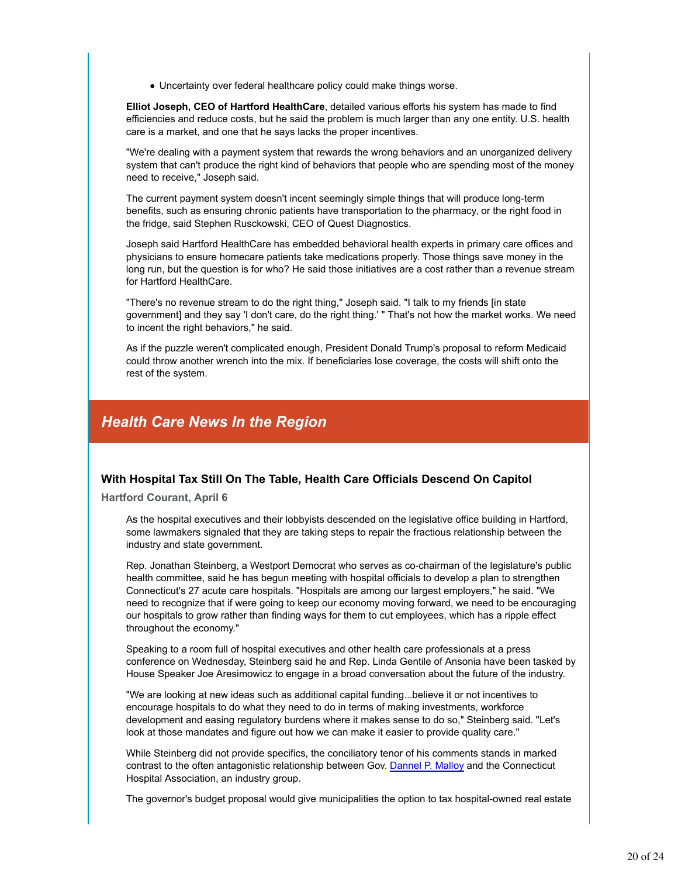- Uncertainty over federal healthcare policy could make things worse.

**Elliot Joseph, CEO of Hartford HealthCare**, detailed various efforts his system has made to find efficiencies and reduce costs, but he said the problem is much larger than any one entity. U.S. health care is a market, and one that he says lacks the proper incentives.

"We're dealing with a payment system that rewards the wrong behaviors and an unorganized delivery system that can't produce the right kind of behaviors that people who are spending most of the money need to receive," Joseph said.

The current payment system doesn't incent seemingly simple things that will produce long-term benefits, such as ensuring chronic patients have transportation to the pharmacy, or the right food in the fridge, said Stephen Rusckowski, CEO of Quest Diagnostics.

Joseph said Hartford HealthCare has embedded behavioral health experts in primary care offices and physicians to ensure homecare patients take medications properly. Those things save money in the long run, but the question is for who? He said those initiatives are a cost rather than a revenue stream for Hartford HealthCare.

"There's no revenue stream to do the right thing," Joseph said. "I talk to my friends [in state government] and they say 'I don't care, do the right thing.' " That's not how the market works. We need to incent the right behaviors," he said.

As if the puzzle weren't complicated enough, President Donald Trump's proposal to reform Medicaid could throw another wrench into the mix. If beneficiaries lose coverage, the costs will shift onto the rest of the system.

## *Health Care News In the Region*

### With Hospital Tax Still On The Table, Health Care Officials Descend On Capitol

**Hartford Courant, April 6**

As the hospital executives and their lobbyists descended on the legislative office building in Hartford, some lawmakers signaled that they are taking steps to repair the fractious relationship between the industry and state government.

Rep. Jonathan Steinberg, a Westport Democrat who serves as co-chairman of the legislature's public health committee, said he has begun meeting with hospital officials to develop a plan to strengthen Connecticut's 27 acute care hospitals. "Hospitals are among our largest employers," he said. "We need to recognize that if were going to keep our economy moving forward, we need to be encouraging our hospitals to grow rather than finding ways for them to cut employees, which has a ripple effect throughout the economy."

Speaking to a room full of hospital executives and other health care professionals at a press conference on Wednesday, Steinberg said he and Rep. Linda Gentile of Ansonia have been tasked by House Speaker Joe Aresimowicz to engage in a broad conversation about the future of the industry.

"We are looking at new ideas such as additional capital funding...believe it or not incentives to encourage hospitals to do what they need to do in terms of making investments, workforce development and easing regulatory burdens where it makes sense to do so," Steinberg said. "Let's look at those mandates and figure out how we can make it easier to provide quality care."

While Steinberg did not provide specifics, the conciliatory tenor of his comments stands in marked contrast to the often antagonistic relationship between Gov. Dannel P. Malloy and the Connecticut Hospital Association, an industry group.

The governor's budget proposal would give municipalities the option to tax hospital-owned real estate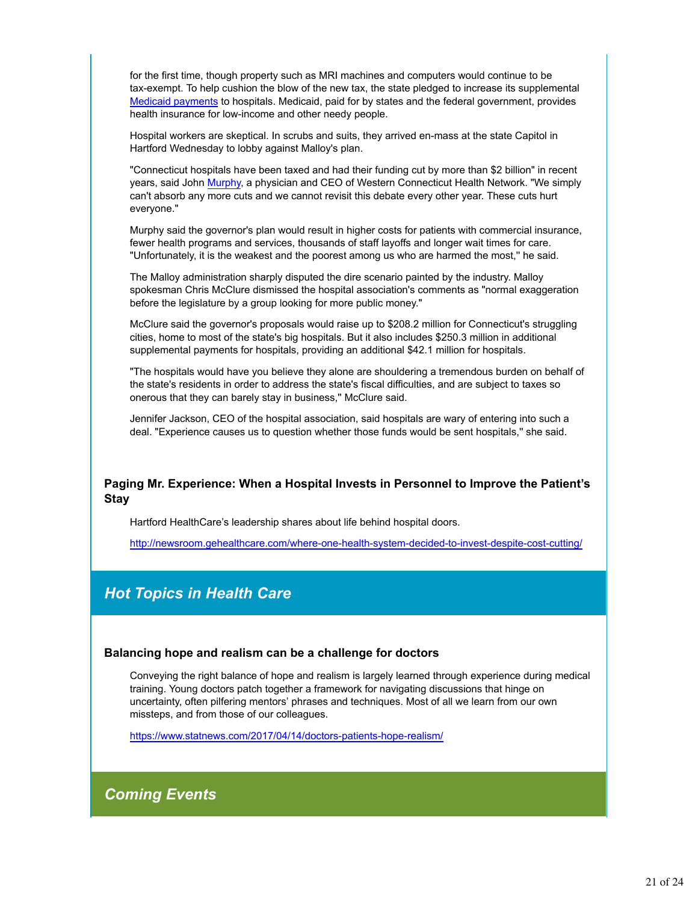for the first time, though property such as MRI machines and computers would continue to be tax-exempt. To help cushion the blow of the new tax, the state pledged to increase its supplemental Medicaid payments to hospitals. Medicaid, paid for by states and the federal government, provides health insurance for low-income and other needy people.

Hospital workers are skeptical. In scrubs and suits, they arrived en-mass at the state Capitol in Hartford Wednesday to lobby against Malloy's plan.

"Connecticut hospitals have been taxed and had their funding cut by more than $2 billion" in recent years, said John Murphy, a physician and CEO of Western Connecticut Health Network. "We simply can't absorb any more cuts and we cannot revisit this debate every other year. These cuts hurt everyone."

Murphy said the governor's plan would result in higher costs for patients with commercial insurance, fewer health programs and services, thousands of staff layoffs and longer wait times for care. "Unfortunately, it is the weakest and the poorest among us who are harmed the most," he said.

The Malloy administration sharply disputed the dire scenario painted by the industry. Malloy spokesman Chris McClure dismissed the hospital association's comments as "normal exaggeration before the legislature by a group looking for more public money."

McClure said the governor's proposals would raise up to $208.2 million for Connecticut's struggling cities, home to most of the state's big hospitals. But it also includes $250.3 million in additional supplemental payments for hospitals, providing an additional $42.1 million for hospitals.

"The hospitals would have you believe they alone are shouldering a tremendous burden on behalf of the state's residents in order to address the state's fiscal difficulties, and are subject to taxes so onerous that they can barely stay in business," McClure said.

Jennifer Jackson, CEO of the hospital association, said hospitals are wary of entering into such a deal. "Experience causes us to question whether those funds would be sent hospitals," she said.

### Paging Mr. Experience: When a Hospital Invests in Personnel to Improve the Patient's Stay

Hartford HealthCare's leadership shares about life behind hospital doors.

http://newsroom.gehealthcare.com/where-one-health-system-decided-to-invest-despite-cost-cutting/

## *Hot Topics in Health Care*

### Balancing hope and realism can be a challenge for doctors

Conveying the right balance of hope and realism is largely learned through experience during medical training. Young doctors patch together a framework for navigating discussions that hinge on uncertainty, often pilfering mentors' phrases and techniques. Most of all we learn from our own missteps, and from those of our colleagues.

https://www.statnews.com/2017/04/14/doctors-patients-hope-realism/

## *Coming Events*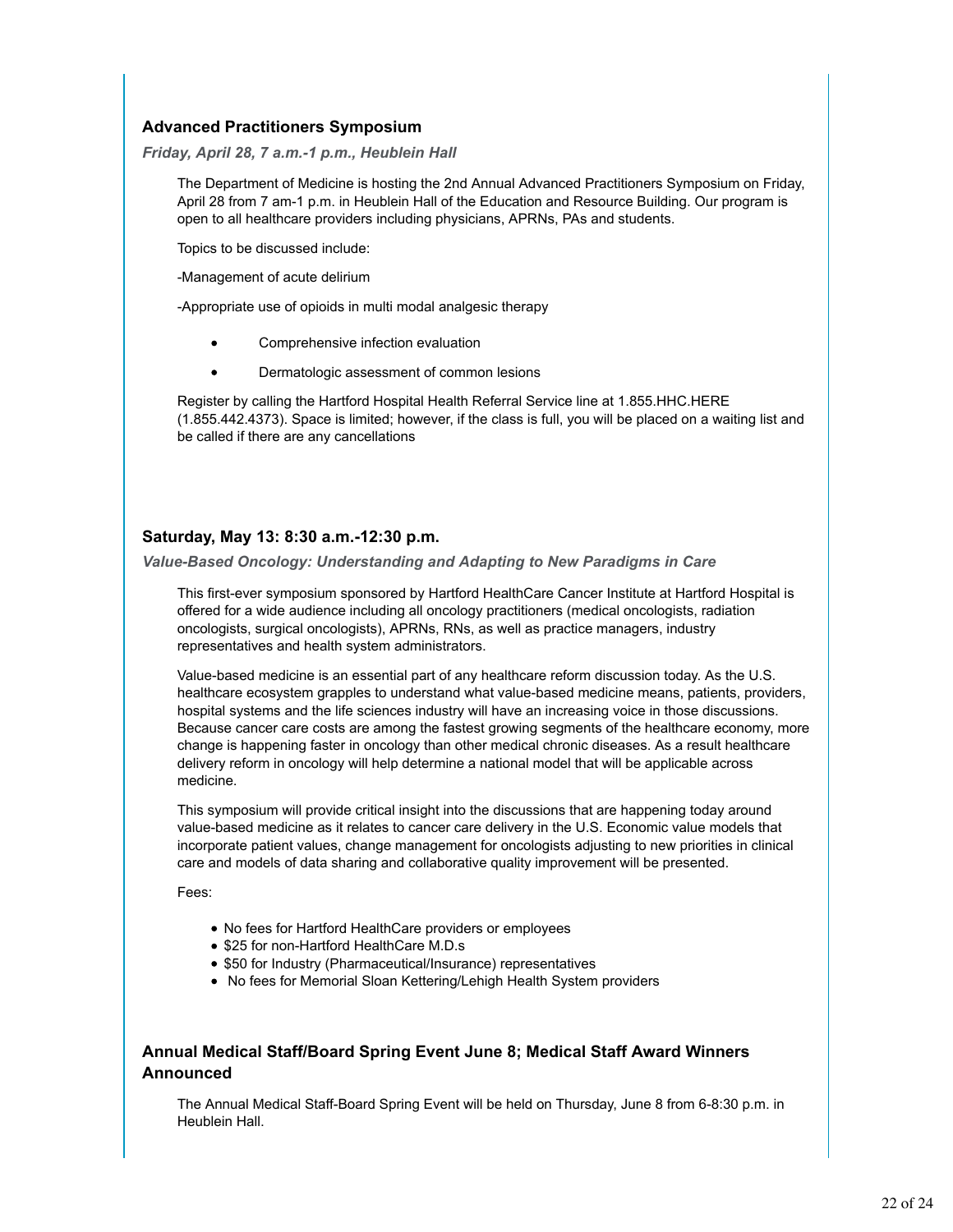### Advanced Practitioners Symposium

***Friday, April 28, 7 a.m.-1 p.m., Heublein Hall***

The Department of Medicine is hosting the 2nd Annual Advanced Practitioners Symposium on Friday, April 28 from 7 am-1 p.m. in Heublein Hall of the Education and Resource Building. Our program is open to all healthcare providers including physicians, APRNs, PAs and students.

Topics to be discussed include:

-Management of acute delirium

-Appropriate use of opioids in multi modal analgesic therapy

- Comprehensive infection evaluation
- Dermatologic assessment of common lesions

Register by calling the Hartford Hospital Health Referral Service line at 1.855.HHC.HERE (1.855.442.4373). Space is limited; however, if the class is full, you will be placed on a waiting list and be called if there are any cancellations

### Saturday, May 13: 8:30 a.m.-12:30 p.m.

***Value-Based Oncology: Understanding and Adapting to New Paradigms in Care***

This first-ever symposium sponsored by Hartford HealthCare Cancer Institute at Hartford Hospital is offered for a wide audience including all oncology practitioners (medical oncologists, radiation oncologists, surgical oncologists), APRNs, RNs, as well as practice managers, industry representatives and health system administrators.

Value-based medicine is an essential part of any healthcare reform discussion today. As the U.S. healthcare ecosystem grapples to understand what value-based medicine means, patients, providers, hospital systems and the life sciences industry will have an increasing voice in those discussions. Because cancer care costs are among the fastest growing segments of the healthcare economy, more change is happening faster in oncology than other medical chronic diseases. As a result healthcare delivery reform in oncology will help determine a national model that will be applicable across medicine.

This symposium will provide critical insight into the discussions that are happening today around value-based medicine as it relates to cancer care delivery in the U.S. Economic value models that incorporate patient values, change management for oncologists adjusting to new priorities in clinical care and models of data sharing and collaborative quality improvement will be presented.

Fees:

- No fees for Hartford HealthCare providers or employees
- $25 for non-Hartford HealthCare M.D.s
- $50 for Industry (Pharmaceutical/Insurance) representatives
- No fees for Memorial Sloan Kettering/Lehigh Health System providers

### Annual Medical Staff/Board Spring Event June 8; Medical Staff Award Winners Announced

The Annual Medical Staff-Board Spring Event will be held on Thursday, June 8 from 6-8:30 p.m. in Heublein Hall.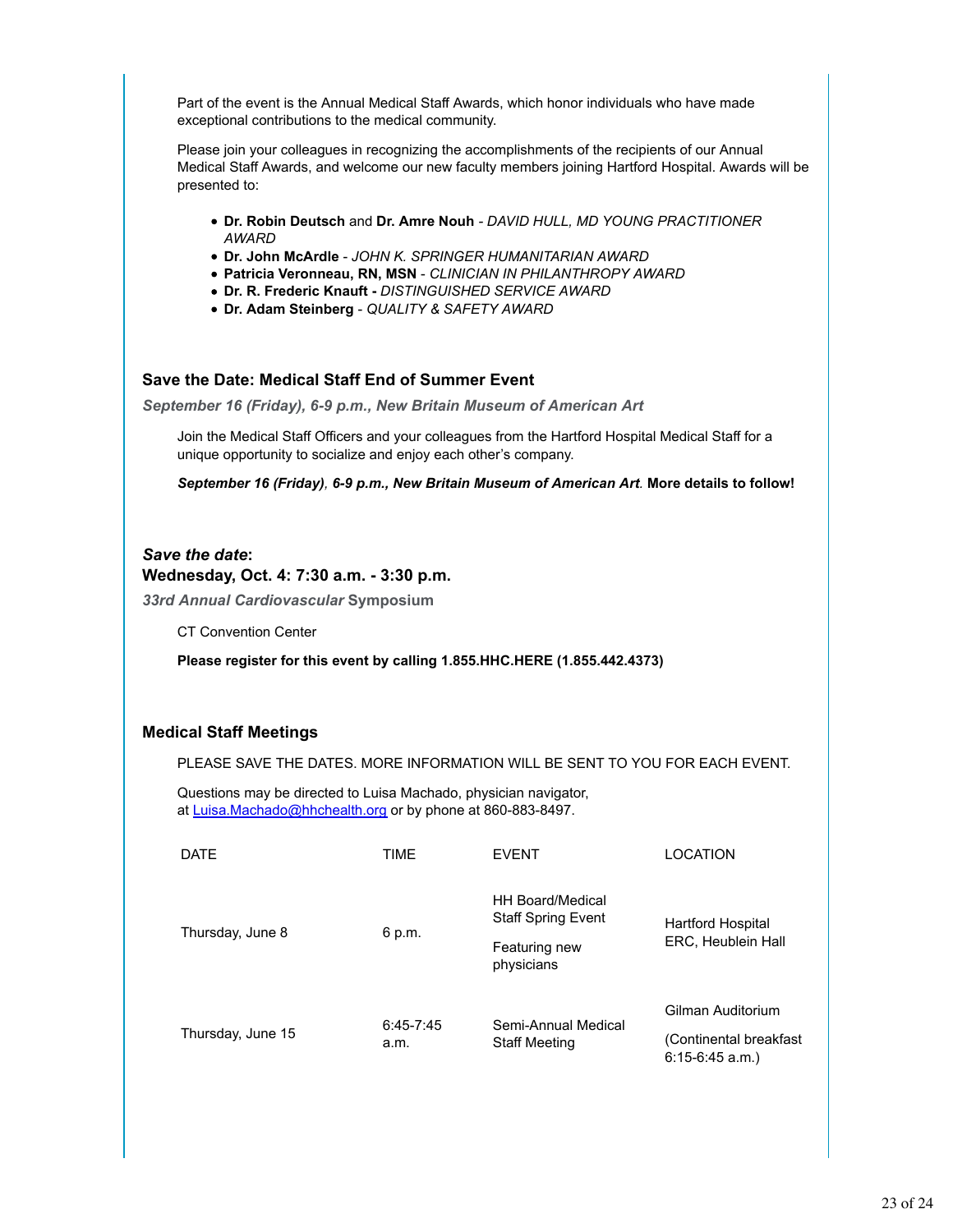Part of the event is the Annual Medical Staff Awards, which honor individuals who have made exceptional contributions to the medical community.

Please join your colleagues in recognizing the accomplishments of the recipients of our Annual Medical Staff Awards, and welcome our new faculty members joining Hartford Hospital. Awards will be presented to:

- **Dr. Robin Deutsch** and **Dr. Amre Nouh** - *DAVID HULL, MD YOUNG PRACTITIONER AWARD*
- **Dr. John McArdle** - *JOHN K. SPRINGER HUMANITARIAN AWARD*
- **Patricia Veronneau, RN, MSN** - *CLINICIAN IN PHILANTHROPY AWARD*
- **Dr. R. Frederic Knauft -** *DISTINGUISHED SERVICE AWARD*
- **Dr. Adam Steinberg** - *QUALITY & SAFETY AWARD*

### Save the Date: Medical Staff End of Summer Event

***September 16 (Friday), 6-9 p.m., New Britain Museum of American Art***

Join the Medical Staff Officers and your colleagues from the Hartford Hospital Medical Staff for a unique opportunity to socialize and enjoy each other's company.

***September 16 (Friday), 6-9 p.m., New Britain Museum of American Art*. More details to follow!**

### *Save the date*: Wednesday, Oct. 4: 7:30 a.m. - 3:30 p.m.

***33rd Annual Cardiovascular* Symposium**

CT Convention Center

**Please register for this event by calling 1.855.HHC.HERE (1.855.442.4373)**

### Medical Staff Meetings

PLEASE SAVE THE DATES. MORE INFORMATION WILL BE SENT TO YOU FOR EACH EVENT.

Questions may be directed to Luisa Machado, physician navigator, at Luisa.Machado@hhchealth.org or by phone at 860-883-8497.

| DATE | TIME | EVENT | LOCATION |
|---|---|---|---|
| Thursday, June 8 | 6 p.m. | HH Board/Medical Staff Spring Event<br>Featuring new physicians | Hartford Hospital ERC, Heublein Hall |
| Thursday, June 15 | 6:45-7:45 a.m. | Semi-Annual Medical Staff Meeting | Gilman Auditorium<br>(Continental breakfast 6:15-6:45 a.m.) |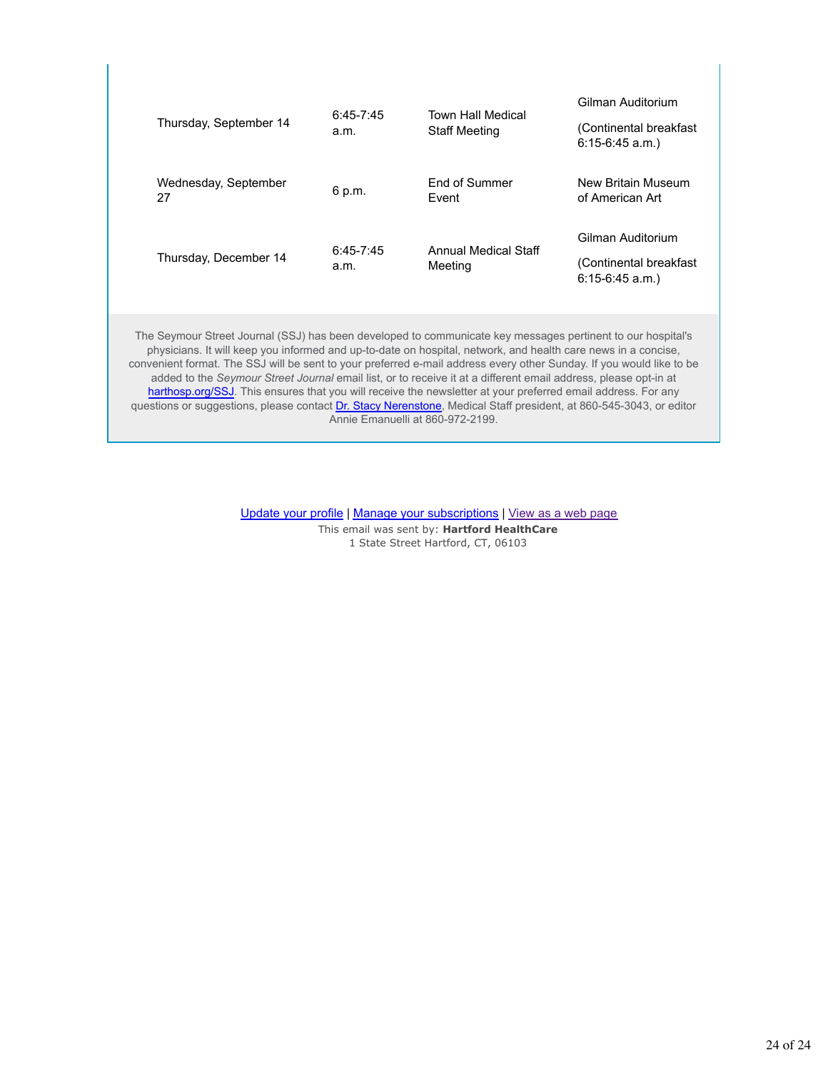| | | | |
|---|---|---|---|
| Thursday, September 14 | 6:45-7:45 a.m. | Town Hall Medical Staff Meeting | Gilman Auditorium (Continental breakfast 6:15-6:45 a.m.) |
| Wednesday, September 27 | 6 p.m. | End of Summer Event | New Britain Museum of American Art |
| Thursday, December 14 | 6:45-7:45 a.m. | Annual Medical Staff Meeting | Gilman Auditorium (Continental breakfast 6:15-6:45 a.m.) |

The Seymour Street Journal (SSJ) has been developed to communicate key messages pertinent to our hospital's physicians. It will keep you informed and up-to-date on hospital, network, and health care news in a concise, convenient format. The SSJ will be sent to your preferred e-mail address every other Sunday. If you would like to be added to the *Seymour Street Journal* email list, or to receive it at a different email address, please opt-in at harthosp.org/SSJ. This ensures that you will receive the newsletter at your preferred email address. For any questions or suggestions, please contact Dr. Stacy Nerenstone, Medical Staff president, at 860-545-3043, or editor Annie Emanuelli at 860-972-2199.

Update your profile | Manage your subscriptions | View as a web page

This email was sent by: **Hartford HealthCare**
1 State Street Hartford, CT, 06103